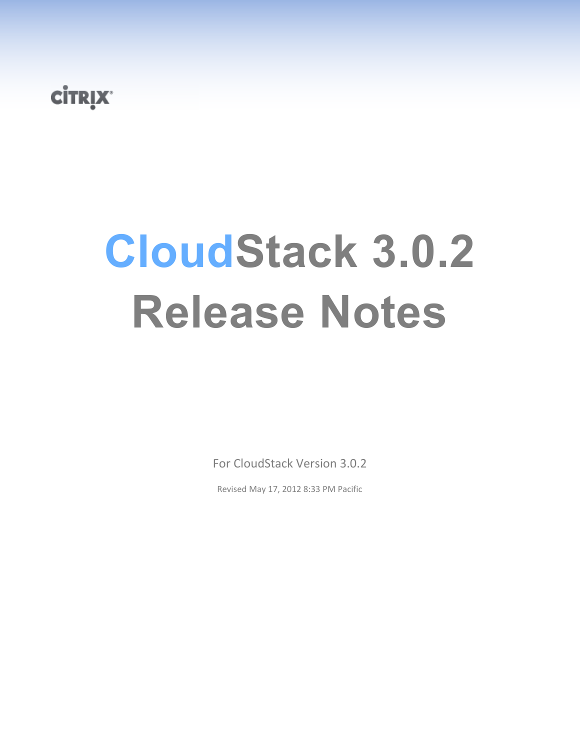CiTRIX

# CloudStack 3.0.2 Release Notes

For CloudStack Version 3.0.2

Revised May 17, 2012 8:33 PM Pacific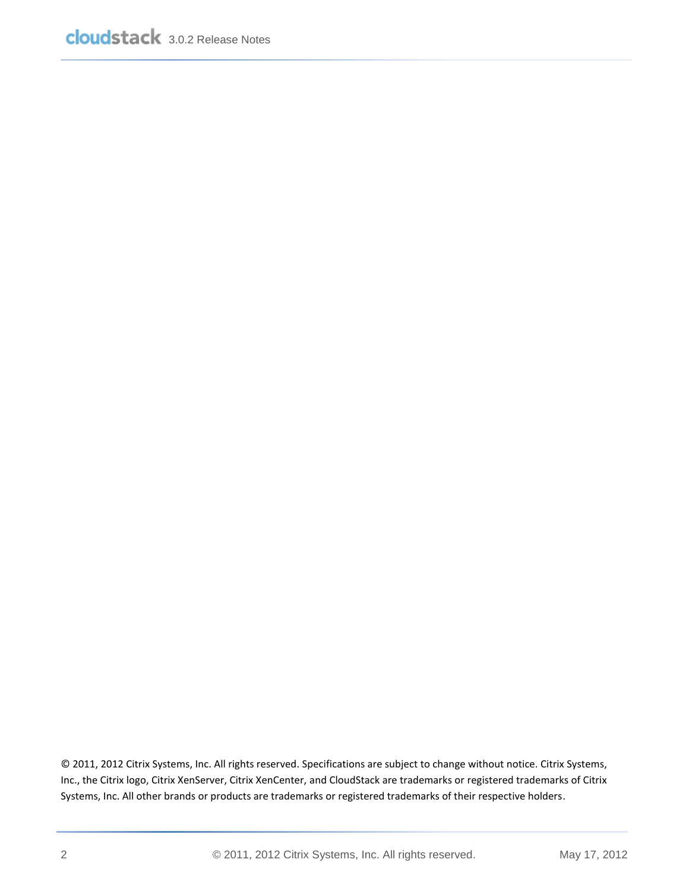© 2011, 2012 Citrix Systems, Inc. All rights reserved. Specifications are subject to change without notice. Citrix Systems, Inc., the Citrix logo, Citrix XenServer, Citrix XenCenter, and CloudStack are trademarks or registered trademarks of Citrix Systems, Inc. All other brands or products are trademarks or registered trademarks of their respective holders.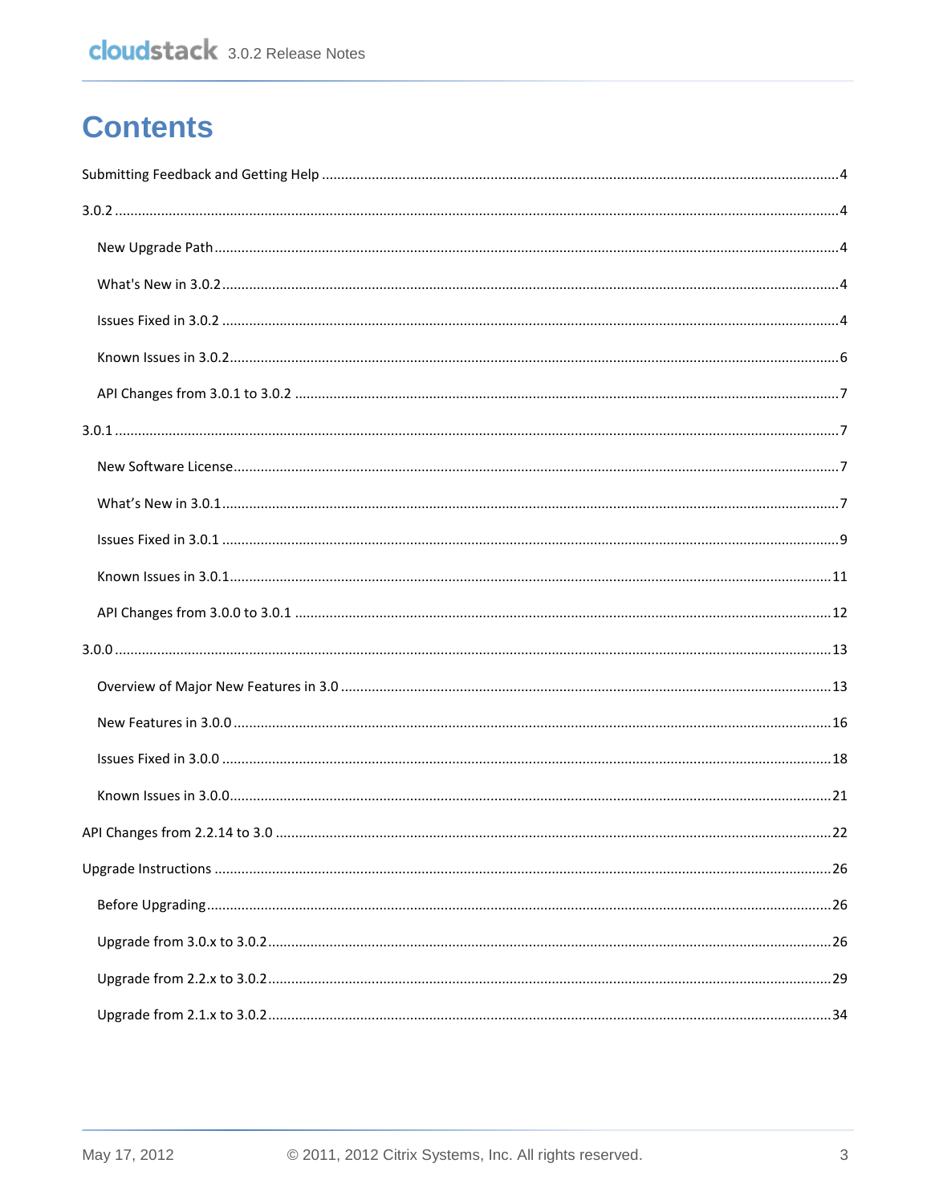# Contents

Submitting Feedback and Getting Help ........ 4

3.0.2 ........ 4

- New Upgrade Path ........ 4
- What's New in 3.0.2 ........ 4
- Issues Fixed in 3.0.2 ........ 4
- Known Issues in 3.0.2 ........ 6
- API Changes from 3.0.1 to 3.0.2 ........ 7

3.0.1 ........ 7

- New Software License ........ 7
- What's New in 3.0.1 ........ 7
- Issues Fixed in 3.0.1 ........ 9
- Known Issues in 3.0.1 ........ 11
- API Changes from 3.0.0 to 3.0.1 ........ 12

3.0.0 ........ 13

- Overview of Major New Features in 3.0 ........ 13
- New Features in 3.0.0 ........ 16
- Issues Fixed in 3.0.0 ........ 18
- Known Issues in 3.0.0 ........ 21

API Changes from 2.2.14 to 3.0 ........ 22

Upgrade Instructions ........ 26

- Before Upgrading ........ 26
- Upgrade from 3.0.x to 3.0.2 ........ 26
- Upgrade from 2.2.x to 3.0.2 ........ 29
- Upgrade from 2.1.x to 3.0.2 ........ 34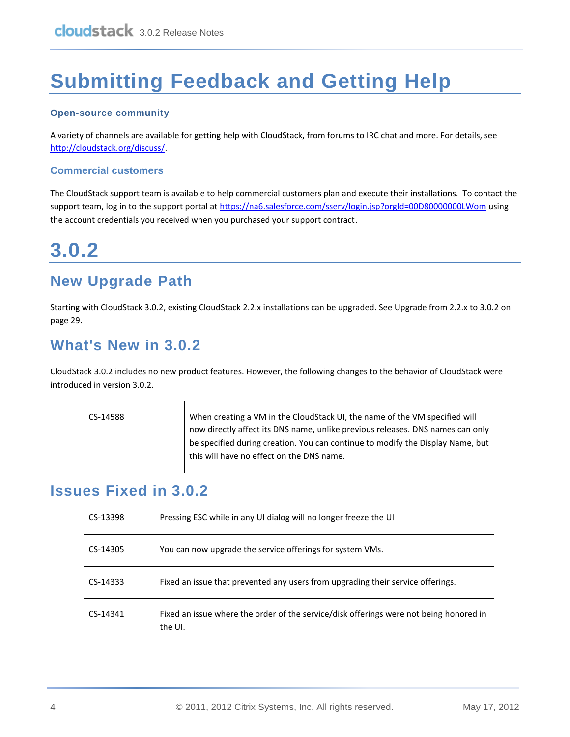# Submitting Feedback and Getting Help

### Open-source community

A variety of channels are available for getting help with CloudStack, from forums to IRC chat and more. For details, see http://cloudstack.org/discuss/.

### Commercial customers

The CloudStack support team is available to help commercial customers plan and execute their installations. To contact the support team, log in to the support portal at https://na6.salesforce.com/sserv/login.jsp?orgId=00D80000000LWom using the account credentials you received when you purchased your support contract.

# 3.0.2

## New Upgrade Path

Starting with CloudStack 3.0.2, existing CloudStack 2.2.x installations can be upgraded. See Upgrade from 2.2.x to 3.0.2 on page 29.

## What's New in 3.0.2

CloudStack 3.0.2 includes no new product features. However, the following changes to the behavior of CloudStack were introduced in version 3.0.2.

| | |
|---|---|
| CS-14588 | When creating a VM in the CloudStack UI, the name of the VM specified will now directly affect its DNS name, unlike previous releases. DNS names can only be specified during creation. You can continue to modify the Display Name, but this will have no effect on the DNS name. |

## Issues Fixed in 3.0.2

| | |
|---|---|
| CS-13398 | Pressing ESC while in any UI dialog will no longer freeze the UI |
| CS-14305 | You can now upgrade the service offerings for system VMs. |
| CS-14333 | Fixed an issue that prevented any users from upgrading their service offerings. |
| CS-14341 | Fixed an issue where the order of the service/disk offerings were not being honored in the UI. |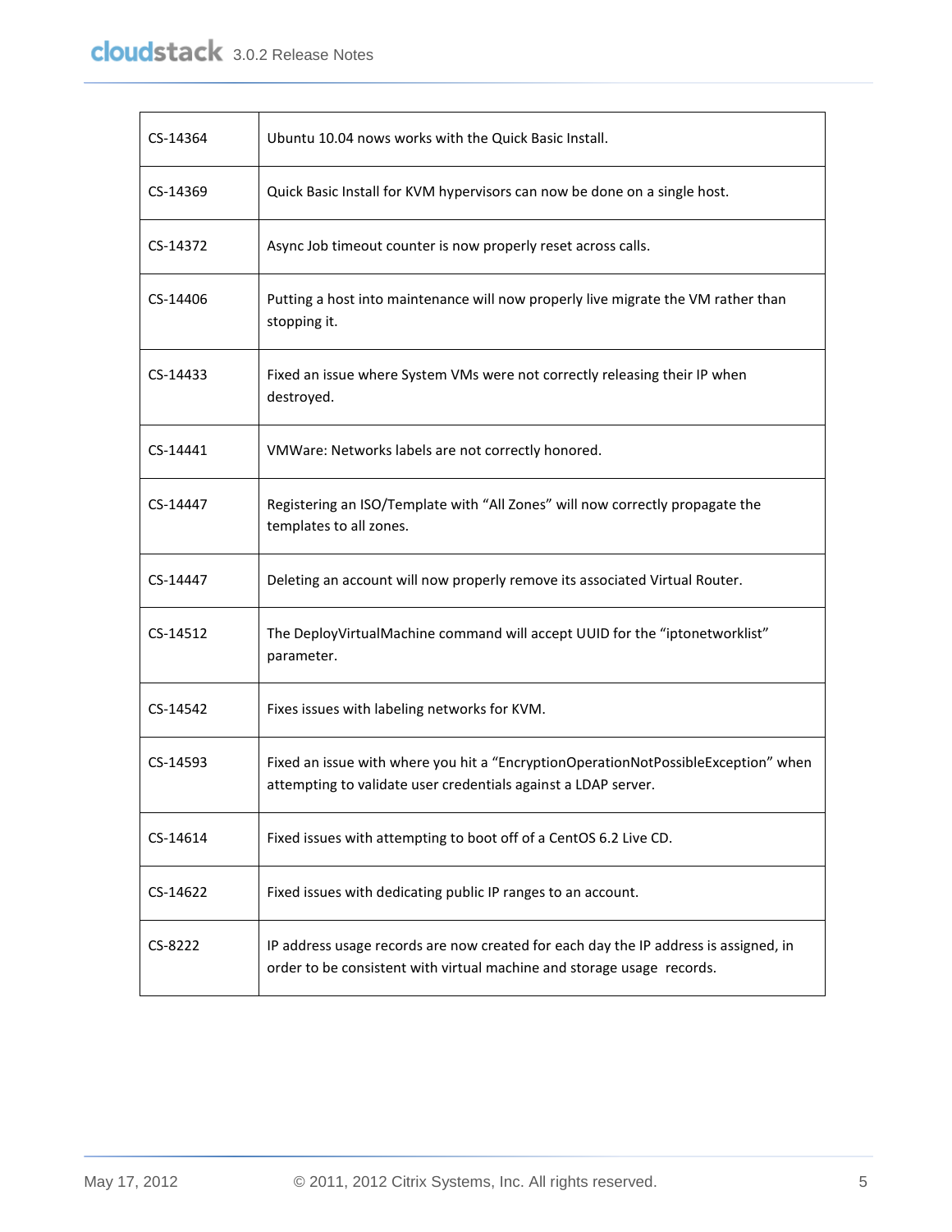| | |
|---|---|
| CS-14364 | Ubuntu 10.04 nows works with the Quick Basic Install. |
| CS-14369 | Quick Basic Install for KVM hypervisors can now be done on a single host. |
| CS-14372 | Async Job timeout counter is now properly reset across calls. |
| CS-14406 | Putting a host into maintenance will now properly live migrate the VM rather than stopping it. |
| CS-14433 | Fixed an issue where System VMs were not correctly releasing their IP when destroyed. |
| CS-14441 | VMWare: Networks labels are not correctly honored. |
| CS-14447 | Registering an ISO/Template with “All Zones” will now correctly propagate the templates to all zones. |
| CS-14447 | Deleting an account will now properly remove its associated Virtual Router. |
| CS-14512 | The DeployVirtualMachine command will accept UUID for the “iptonetworklist” parameter. |
| CS-14542 | Fixes issues with labeling networks for KVM. |
| CS-14593 | Fixed an issue with where you hit a “EncryptionOperationNotPossibleException” when attempting to validate user credentials against a LDAP server. |
| CS-14614 | Fixed issues with attempting to boot off of a CentOS 6.2 Live CD. |
| CS-14622 | Fixed issues with dedicating public IP ranges to an account. |
| CS-8222 | IP address usage records are now created for each day the IP address is assigned, in order to be consistent with virtual machine and storage usage records. |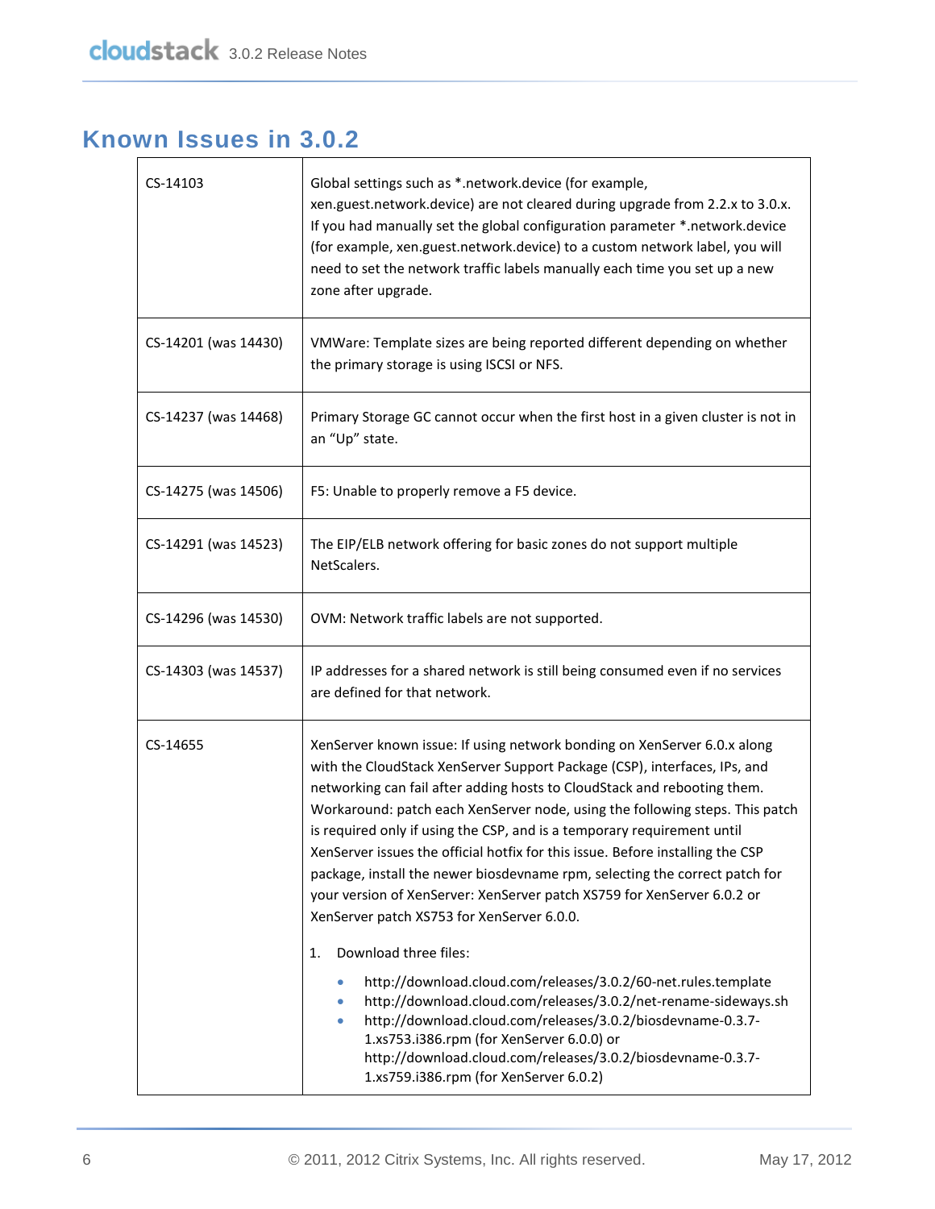## Known Issues in 3.0.2

| | |
|---|---|
| CS-14103 | Global settings such as *.network.device (for example, xen.guest.network.device) are not cleared during upgrade from 2.2.x to 3.0.x. If you had manually set the global configuration parameter *.network.device (for example, xen.guest.network.device) to a custom network label, you will need to set the network traffic labels manually each time you set up a new zone after upgrade. |
| CS-14201 (was 14430) | VMWare: Template sizes are being reported different depending on whether the primary storage is using ISCSI or NFS. |
| CS-14237 (was 14468) | Primary Storage GC cannot occur when the first host in a given cluster is not in an “Up” state. |
| CS-14275 (was 14506) | F5: Unable to properly remove a F5 device. |
| CS-14291 (was 14523) | The EIP/ELB network offering for basic zones do not support multiple NetScalers. |
| CS-14296 (was 14530) | OVM: Network traffic labels are not supported. |
| CS-14303 (was 14537) | IP addresses for a shared network is still being consumed even if no services are defined for that network. |
| CS-14655 | XenServer known issue: If using network bonding on XenServer 6.0.x along with the CloudStack XenServer Support Package (CSP), interfaces, IPs, and networking can fail after adding hosts to CloudStack and rebooting them. Workaround: patch each XenServer node, using the following steps. This patch is required only if using the CSP, and is a temporary requirement until XenServer issues the official hotfix for this issue. Before installing the CSP package, install the newer biosdevname rpm, selecting the correct patch for your version of XenServer: XenServer patch XS759 for XenServer 6.0.2 or XenServer patch XS753 for XenServer 6.0.0.<br><br>1. Download three files:<br>• http://download.cloud.com/releases/3.0.2/60-net.rules.template<br>• http://download.cloud.com/releases/3.0.2/net-rename-sideways.sh<br>• http://download.cloud.com/releases/3.0.2/biosdevname-0.3.7-1.xs753.i386.rpm (for XenServer 6.0.0) or http://download.cloud.com/releases/3.0.2/biosdevname-0.3.7-1.xs759.i386.rpm (for XenServer 6.0.2) |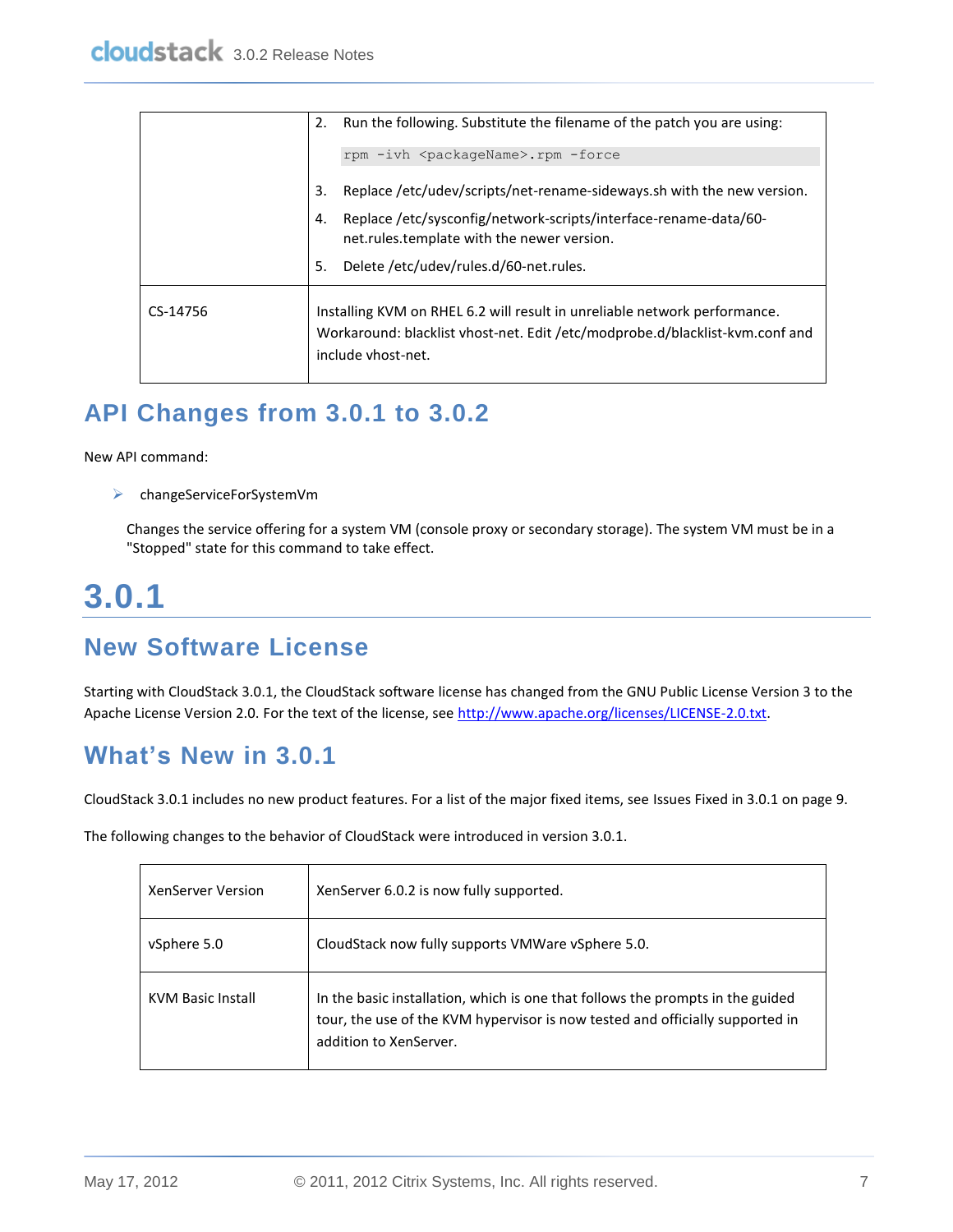| | |
|---|---|
| | 2. Run the following. Substitute the filename of the patch you are using: `rpm -ivh <packageName>.rpm -force` 3. Replace /etc/udev/scripts/net-rename-sideways.sh with the new version. 4. Replace /etc/sysconfig/network-scripts/interface-rename-data/60-net.rules.template with the newer version. 5. Delete /etc/udev/rules.d/60-net.rules. |
| CS-14756 | Installing KVM on RHEL 6.2 will result in unreliable network performance. Workaround: blacklist vhost-net. Edit /etc/modprobe.d/blacklist-kvm.conf and include vhost-net. |

## API Changes from 3.0.1 to 3.0.2

New API command:

- changeServiceForSystemVm

  Changes the service offering for a system VM (console proxy or secondary storage). The system VM must be in a "Stopped" state for this command to take effect.

# 3.0.1

## New Software License

Starting with CloudStack 3.0.1, the CloudStack software license has changed from the GNU Public License Version 3 to the Apache License Version 2.0. For the text of the license, see http://www.apache.org/licenses/LICENSE-2.0.txt.

## What's New in 3.0.1

CloudStack 3.0.1 includes no new product features. For a list of the major fixed items, see Issues Fixed in 3.0.1 on page 9.

The following changes to the behavior of CloudStack were introduced in version 3.0.1.

| | |
|---|---|
| XenServer Version | XenServer 6.0.2 is now fully supported. |
| vSphere 5.0 | CloudStack now fully supports VMWare vSphere 5.0. |
| KVM Basic Install | In the basic installation, which is one that follows the prompts in the guided tour, the use of the KVM hypervisor is now tested and officially supported in addition to XenServer. |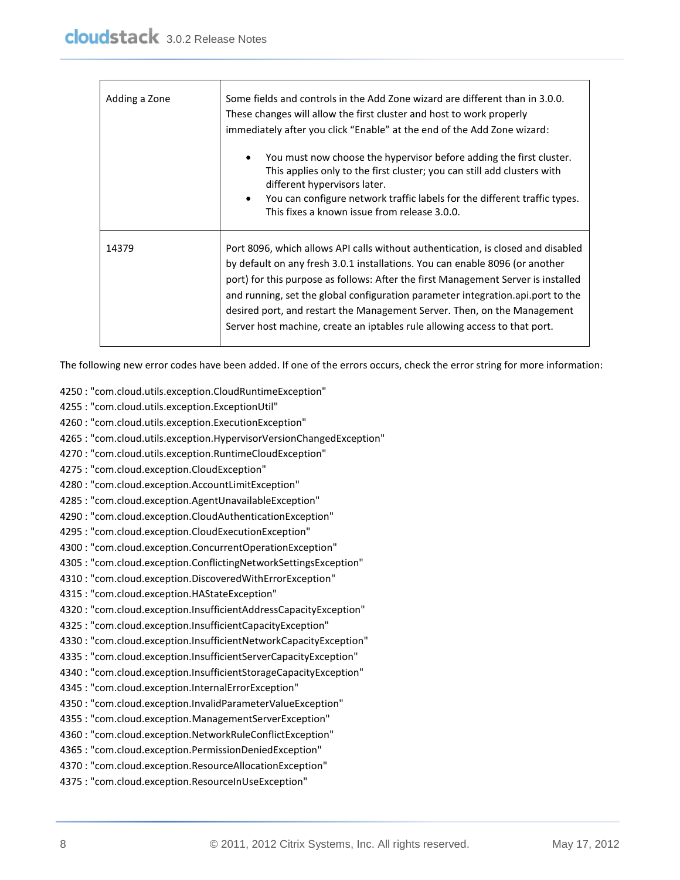| | |
|---|---|
| Adding a Zone | Some fields and controls in the Add Zone wizard are different than in 3.0.0. These changes will allow the first cluster and host to work properly immediately after you click "Enable" at the end of the Add Zone wizard:<br><br>• You must now choose the hypervisor before adding the first cluster. This applies only to the first cluster; you can still add clusters with different hypervisors later.<br>• You can configure network traffic labels for the different traffic types. This fixes a known issue from release 3.0.0. |
| 14379 | Port 8096, which allows API calls without authentication, is closed and disabled by default on any fresh 3.0.1 installations. You can enable 8096 (or another port) for this purpose as follows: After the first Management Server is installed and running, set the global configuration parameter integration.api.port to the desired port, and restart the Management Server. Then, on the Management Server host machine, create an iptables rule allowing access to that port. |

The following new error codes have been added. If one of the errors occurs, check the error string for more information:

4250 : "com.cloud.utils.exception.CloudRuntimeException"  
4255 : "com.cloud.utils.exception.ExceptionUtil"  
4260 : "com.cloud.utils.exception.ExecutionException"  
4265 : "com.cloud.utils.exception.HypervisorVersionChangedException"  
4270 : "com.cloud.utils.exception.RuntimeCloudException"  
4275 : "com.cloud.exception.CloudException"  
4280 : "com.cloud.exception.AccountLimitException"  
4285 : "com.cloud.exception.AgentUnavailableException"  
4290 : "com.cloud.exception.CloudAuthenticationException"  
4295 : "com.cloud.exception.CloudExecutionException"  
4300 : "com.cloud.exception.ConcurrentOperationException"  
4305 : "com.cloud.exception.ConflictingNetworkSettingsException"  
4310 : "com.cloud.exception.DiscoveredWithErrorException"  
4315 : "com.cloud.exception.HAStateException"  
4320 : "com.cloud.exception.InsufficientAddressCapacityException"  
4325 : "com.cloud.exception.InsufficientCapacityException"  
4330 : "com.cloud.exception.InsufficientNetworkCapacityException"  
4335 : "com.cloud.exception.InsufficientServerCapacityException"  
4340 : "com.cloud.exception.InsufficientStorageCapacityException"  
4345 : "com.cloud.exception.InternalErrorException"  
4350 : "com.cloud.exception.InvalidParameterValueException"  
4355 : "com.cloud.exception.ManagementServerException"  
4360 : "com.cloud.exception.NetworkRuleConflictException"  
4365 : "com.cloud.exception.PermissionDeniedException"  
4370 : "com.cloud.exception.ResourceAllocationException"  
4375 : "com.cloud.exception.ResourceInUseException"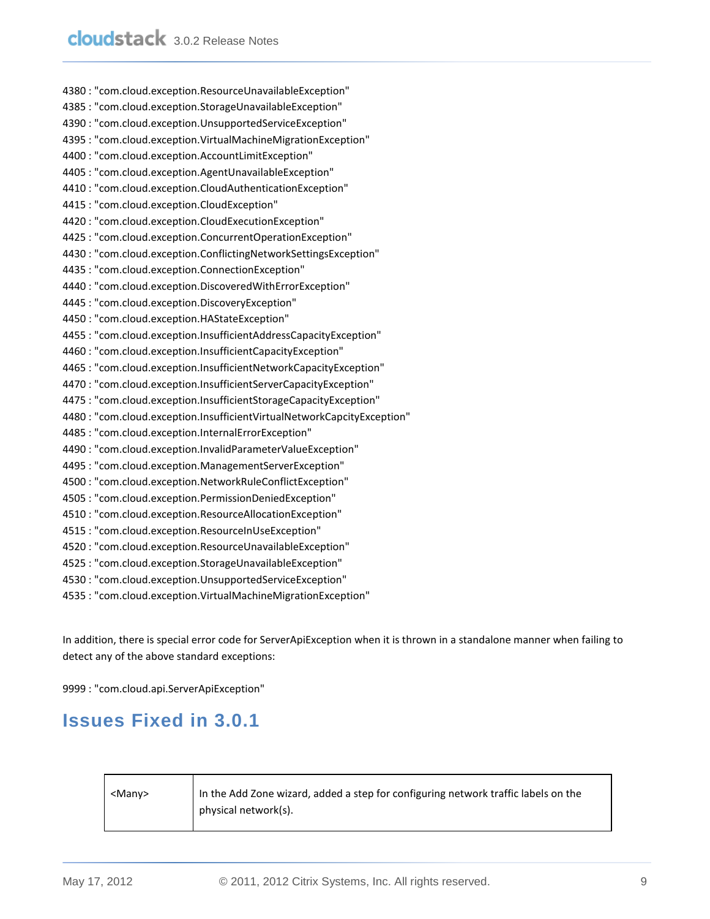4380 : "com.cloud.exception.ResourceUnavailableException"
4385 : "com.cloud.exception.StorageUnavailableException"
4390 : "com.cloud.exception.UnsupportedServiceException"
4395 : "com.cloud.exception.VirtualMachineMigrationException"
4400 : "com.cloud.exception.AccountLimitException"
4405 : "com.cloud.exception.AgentUnavailableException"
4410 : "com.cloud.exception.CloudAuthenticationException"
4415 : "com.cloud.exception.CloudException"
4420 : "com.cloud.exception.CloudExecutionException"
4425 : "com.cloud.exception.ConcurrentOperationException"
4430 : "com.cloud.exception.ConflictingNetworkSettingsException"
4435 : "com.cloud.exception.ConnectionException"
4440 : "com.cloud.exception.DiscoveredWithErrorException"
4445 : "com.cloud.exception.DiscoveryException"
4450 : "com.cloud.exception.HAStateException"
4455 : "com.cloud.exception.InsufficientAddressCapacityException"
4460 : "com.cloud.exception.InsufficientCapacityException"
4465 : "com.cloud.exception.InsufficientNetworkCapacityException"
4470 : "com.cloud.exception.InsufficientServerCapacityException"
4475 : "com.cloud.exception.InsufficientStorageCapacityException"
4480 : "com.cloud.exception.InsufficientVirtualNetworkCapcityException"
4485 : "com.cloud.exception.InternalErrorException"
4490 : "com.cloud.exception.InvalidParameterValueException"
4495 : "com.cloud.exception.ManagementServerException"
4500 : "com.cloud.exception.NetworkRuleConflictException"
4505 : "com.cloud.exception.PermissionDeniedException"
4510 : "com.cloud.exception.ResourceAllocationException"
4515 : "com.cloud.exception.ResourceInUseException"
4520 : "com.cloud.exception.ResourceUnavailableException"
4525 : "com.cloud.exception.StorageUnavailableException"
4530 : "com.cloud.exception.UnsupportedServiceException"
4535 : "com.cloud.exception.VirtualMachineMigrationException"

In addition, there is special error code for ServerApiException when it is thrown in a standalone manner when failing to detect any of the above standard exceptions:

9999 : "com.cloud.api.ServerApiException"

## Issues Fixed in 3.0.1

| | |
|---|---|
| <Many> | In the Add Zone wizard, added a step for configuring network traffic labels on the physical network(s). |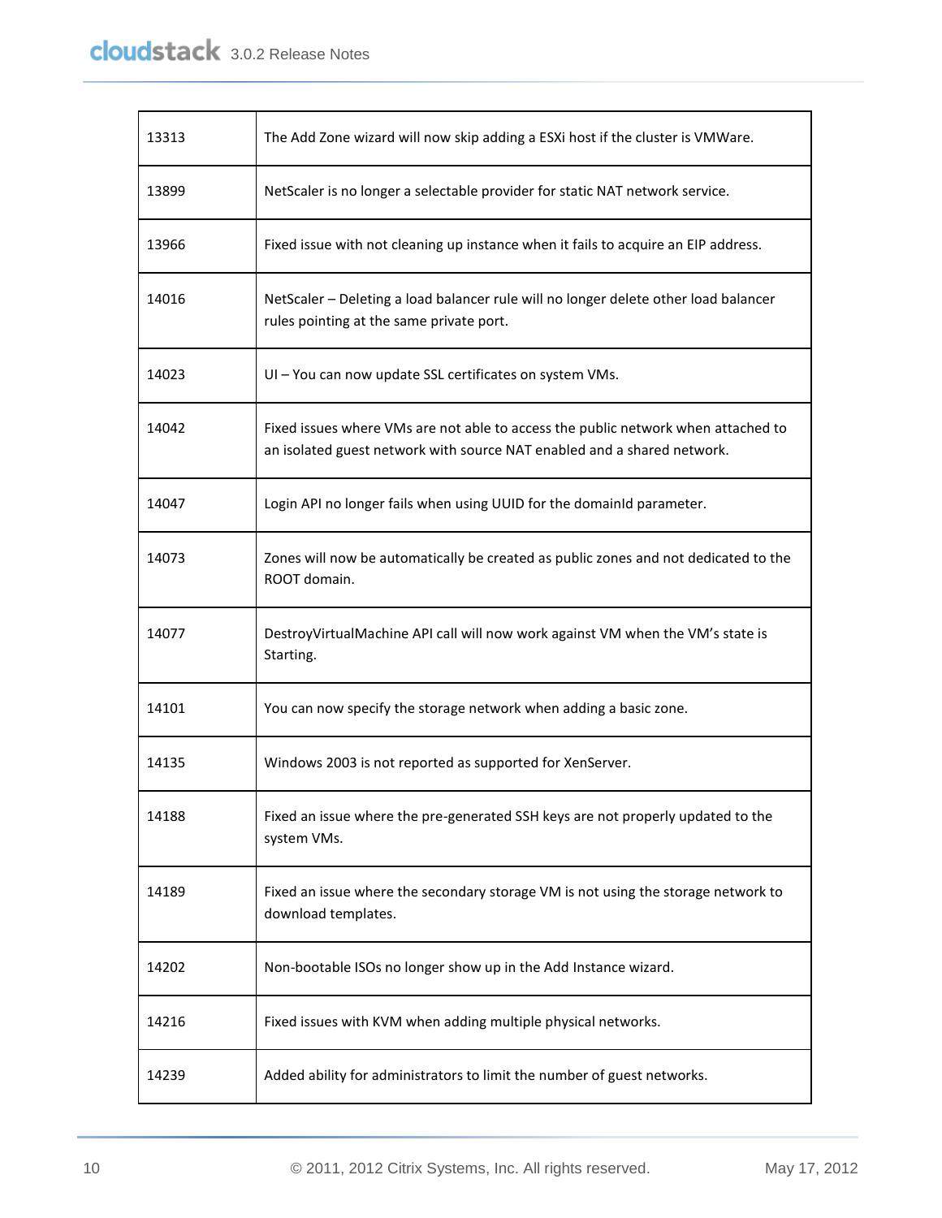| | |
|---|---|
| 13313 | The Add Zone wizard will now skip adding a ESXi host if the cluster is VMWare. |
| 13899 | NetScaler is no longer a selectable provider for static NAT network service. |
| 13966 | Fixed issue with not cleaning up instance when it fails to acquire an EIP address. |
| 14016 | NetScaler – Deleting a load balancer rule will no longer delete other load balancer rules pointing at the same private port. |
| 14023 | UI – You can now update SSL certificates on system VMs. |
| 14042 | Fixed issues where VMs are not able to access the public network when attached to an isolated guest network with source NAT enabled and a shared network. |
| 14047 | Login API no longer fails when using UUID for the domainId parameter. |
| 14073 | Zones will now be automatically be created as public zones and not dedicated to the ROOT domain. |
| 14077 | DestroyVirtualMachine API call will now work against VM when the VM's state is Starting. |
| 14101 | You can now specify the storage network when adding a basic zone. |
| 14135 | Windows 2003 is not reported as supported for XenServer. |
| 14188 | Fixed an issue where the pre-generated SSH keys are not properly updated to the system VMs. |
| 14189 | Fixed an issue where the secondary storage VM is not using the storage network to download templates. |
| 14202 | Non-bootable ISOs no longer show up in the Add Instance wizard. |
| 14216 | Fixed issues with KVM when adding multiple physical networks. |
| 14239 | Added ability for administrators to limit the number of guest networks. |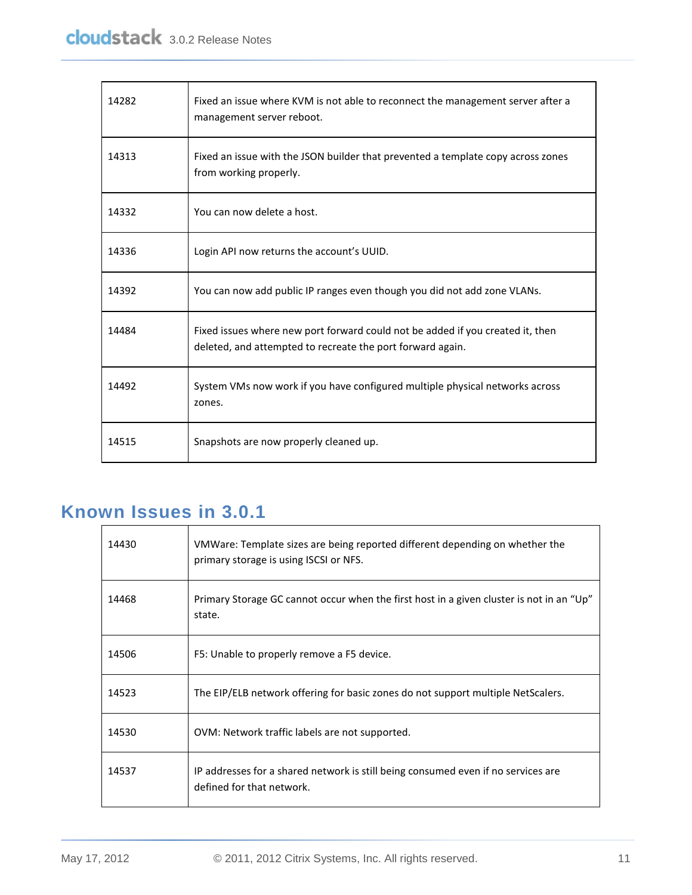| | |
|---|---|
| 14282 | Fixed an issue where KVM is not able to reconnect the management server after a management server reboot. |
| 14313 | Fixed an issue with the JSON builder that prevented a template copy across zones from working properly. |
| 14332 | You can now delete a host. |
| 14336 | Login API now returns the account's UUID. |
| 14392 | You can now add public IP ranges even though you did not add zone VLANs. |
| 14484 | Fixed issues where new port forward could not be added if you created it, then deleted, and attempted to recreate the port forward again. |
| 14492 | System VMs now work if you have configured multiple physical networks across zones. |
| 14515 | Snapshots are now properly cleaned up. |

## Known Issues in 3.0.1

| | |
|---|---|
| 14430 | VMWare: Template sizes are being reported different depending on whether the primary storage is using ISCSI or NFS. |
| 14468 | Primary Storage GC cannot occur when the first host in a given cluster is not in an "Up" state. |
| 14506 | F5: Unable to properly remove a F5 device. |
| 14523 | The EIP/ELB network offering for basic zones do not support multiple NetScalers. |
| 14530 | OVM: Network traffic labels are not supported. |
| 14537 | IP addresses for a shared network is still being consumed even if no services are defined for that network. |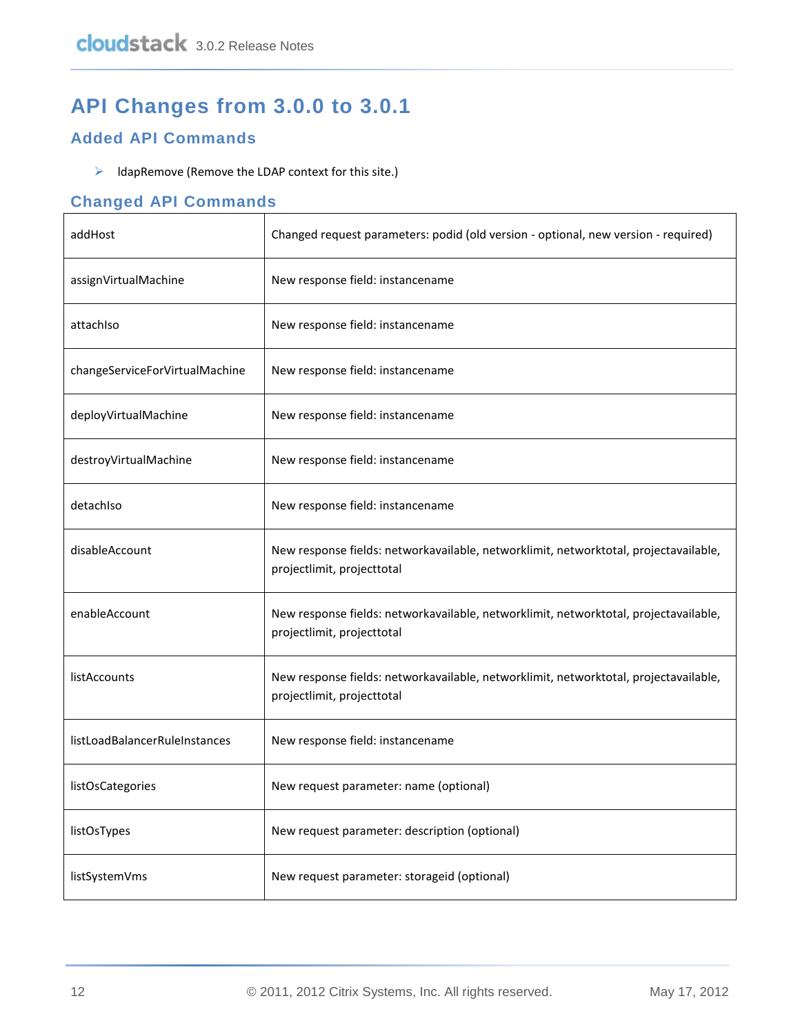# API Changes from 3.0.0 to 3.0.1

## Added API Commands

- ldapRemove (Remove the LDAP context for this site.)

## Changed API Commands

| | |
|---|---|
| addHost | Changed request parameters: podid (old version - optional, new version - required) |
| assignVirtualMachine | New response field: instancename |
| attachIso | New response field: instancename |
| changeServiceForVirtualMachine | New response field: instancename |
| deployVirtualMachine | New response field: instancename |
| destroyVirtualMachine | New response field: instancename |
| detachIso | New response field: instancename |
| disableAccount | New response fields: networkavailable, networklimit, networktotal, projectavailable, projectlimit, projecttotal |
| enableAccount | New response fields: networkavailable, networklimit, networktotal, projectavailable, projectlimit, projecttotal |
| listAccounts | New response fields: networkavailable, networklimit, networktotal, projectavailable, projectlimit, projecttotal |
| listLoadBalancerRuleInstances | New response field: instancename |
| listOsCategories | New request parameter: name (optional) |
| listOsTypes | New request parameter: description (optional) |
| listSystemVms | New request parameter: storageid (optional) |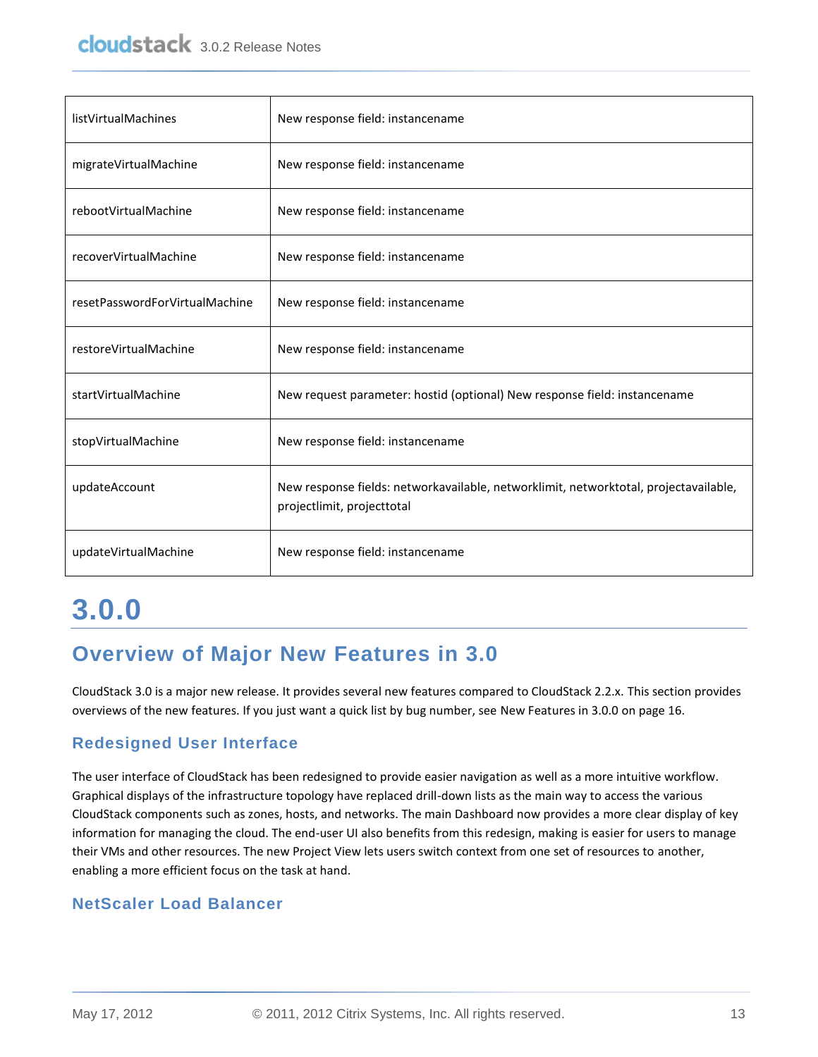| | |
|---|---|
| listVirtualMachines | New response field: instancename |
| migrateVirtualMachine | New response field: instancename |
| rebootVirtualMachine | New response field: instancename |
| recoverVirtualMachine | New response field: instancename |
| resetPasswordForVirtualMachine | New response field: instancename |
| restoreVirtualMachine | New response field: instancename |
| startVirtualMachine | New request parameter: hostid (optional) New response field: instancename |
| stopVirtualMachine | New response field: instancename |
| updateAccount | New response fields: networkavailable, networklimit, networktotal, projectavailable, projectlimit, projecttotal |
| updateVirtualMachine | New response field: instancename |

# 3.0.0

## Overview of Major New Features in 3.0

CloudStack 3.0 is a major new release. It provides several new features compared to CloudStack 2.2.x. This section provides overviews of the new features. If you just want a quick list by bug number, see New Features in 3.0.0 on page 16.

### Redesigned User Interface

The user interface of CloudStack has been redesigned to provide easier navigation as well as a more intuitive workflow. Graphical displays of the infrastructure topology have replaced drill-down lists as the main way to access the various CloudStack components such as zones, hosts, and networks. The main Dashboard now provides a more clear display of key information for managing the cloud. The end-user UI also benefits from this redesign, making is easier for users to manage their VMs and other resources. The new Project View lets users switch context from one set of resources to another, enabling a more efficient focus on the task at hand.

### NetScaler Load Balancer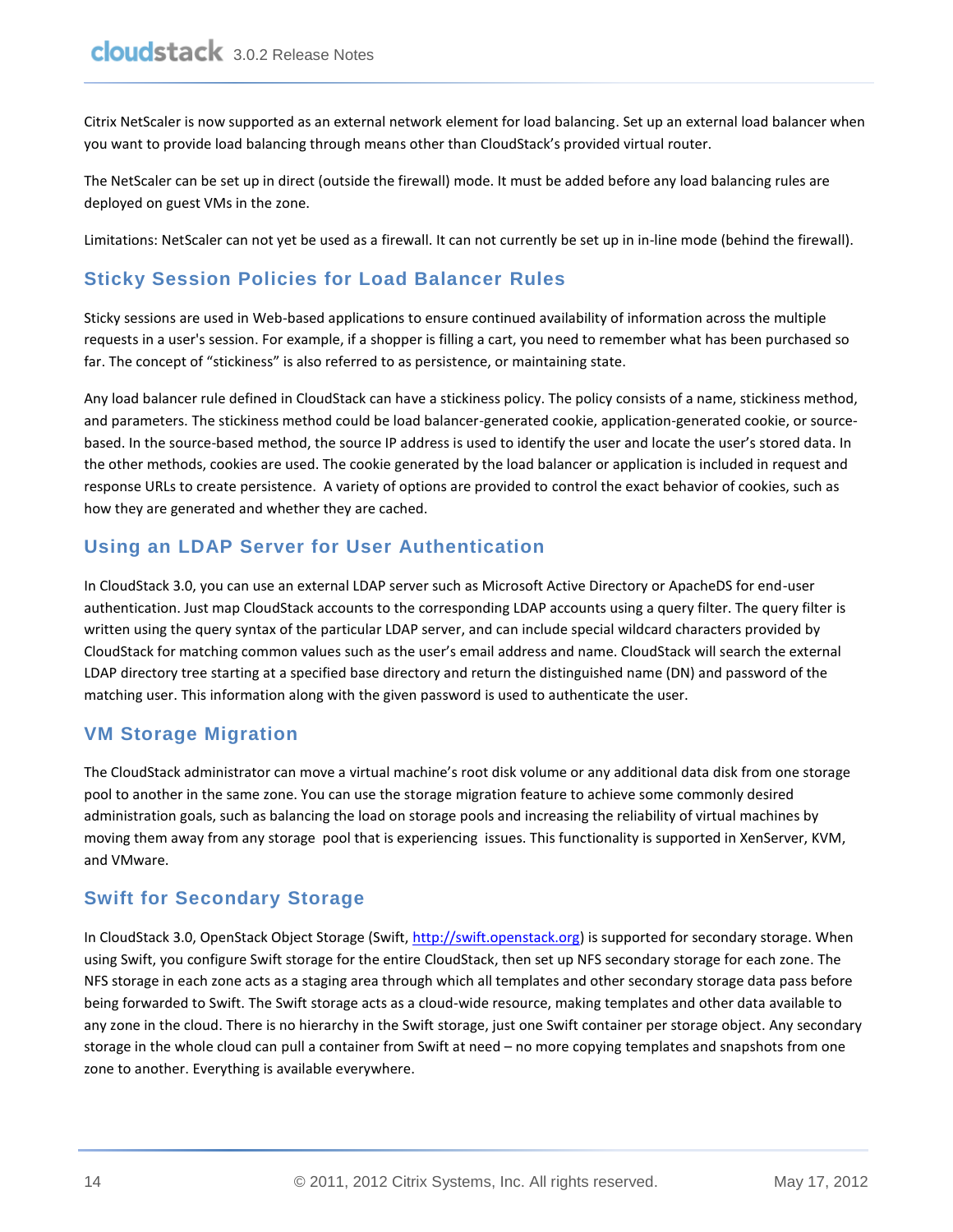Citrix NetScaler is now supported as an external network element for load balancing. Set up an external load balancer when you want to provide load balancing through means other than CloudStack's provided virtual router.

The NetScaler can be set up in direct (outside the firewall) mode. It must be added before any load balancing rules are deployed on guest VMs in the zone.

Limitations: NetScaler can not yet be used as a firewall. It can not currently be set up in in-line mode (behind the firewall).

## Sticky Session Policies for Load Balancer Rules

Sticky sessions are used in Web-based applications to ensure continued availability of information across the multiple requests in a user's session. For example, if a shopper is filling a cart, you need to remember what has been purchased so far. The concept of "stickiness" is also referred to as persistence, or maintaining state.

Any load balancer rule defined in CloudStack can have a stickiness policy. The policy consists of a name, stickiness method, and parameters. The stickiness method could be load balancer-generated cookie, application-generated cookie, or source-based. In the source-based method, the source IP address is used to identify the user and locate the user's stored data. In the other methods, cookies are used. The cookie generated by the load balancer or application is included in request and response URLs to create persistence. A variety of options are provided to control the exact behavior of cookies, such as how they are generated and whether they are cached.

## Using an LDAP Server for User Authentication

In CloudStack 3.0, you can use an external LDAP server such as Microsoft Active Directory or ApacheDS for end-user authentication. Just map CloudStack accounts to the corresponding LDAP accounts using a query filter. The query filter is written using the query syntax of the particular LDAP server, and can include special wildcard characters provided by CloudStack for matching common values such as the user's email address and name. CloudStack will search the external LDAP directory tree starting at a specified base directory and return the distinguished name (DN) and password of the matching user. This information along with the given password is used to authenticate the user.

## VM Storage Migration

The CloudStack administrator can move a virtual machine's root disk volume or any additional data disk from one storage pool to another in the same zone. You can use the storage migration feature to achieve some commonly desired administration goals, such as balancing the load on storage pools and increasing the reliability of virtual machines by moving them away from any storage pool that is experiencing issues. This functionality is supported in XenServer, KVM, and VMware.

## Swift for Secondary Storage

In CloudStack 3.0, OpenStack Object Storage (Swift, http://swift.openstack.org) is supported for secondary storage. When using Swift, you configure Swift storage for the entire CloudStack, then set up NFS secondary storage for each zone. The NFS storage in each zone acts as a staging area through which all templates and other secondary storage data pass before being forwarded to Swift. The Swift storage acts as a cloud-wide resource, making templates and other data available to any zone in the cloud. There is no hierarchy in the Swift storage, just one Swift container per storage object. Any secondary storage in the whole cloud can pull a container from Swift at need – no more copying templates and snapshots from one zone to another. Everything is available everywhere.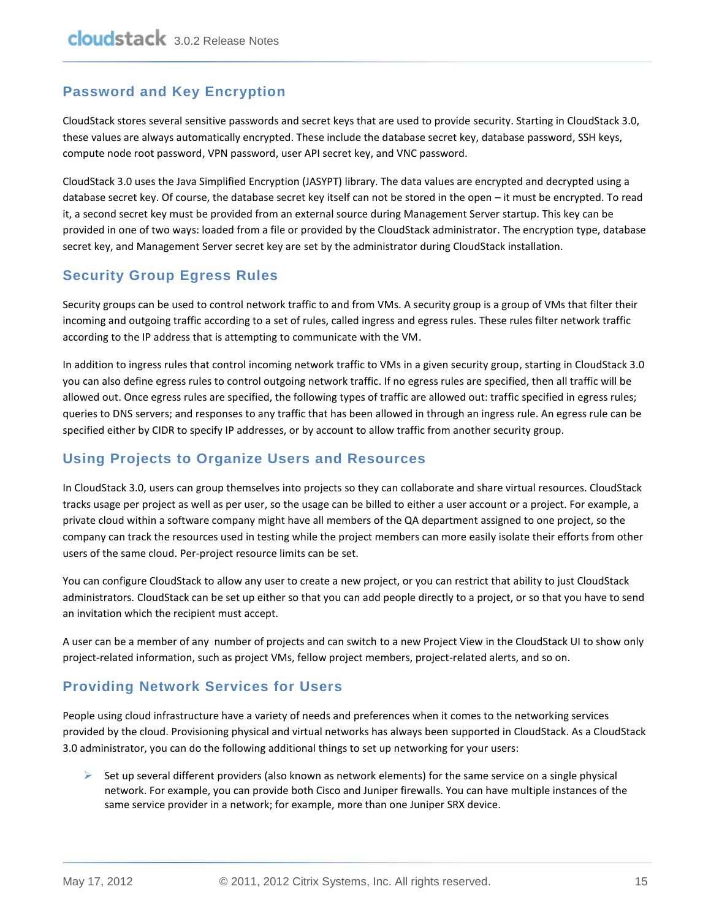## Password and Key Encryption

CloudStack stores several sensitive passwords and secret keys that are used to provide security. Starting in CloudStack 3.0, these values are always automatically encrypted. These include the database secret key, database password, SSH keys, compute node root password, VPN password, user API secret key, and VNC password.

CloudStack 3.0 uses the Java Simplified Encryption (JASYPT) library. The data values are encrypted and decrypted using a database secret key. Of course, the database secret key itself can not be stored in the open – it must be encrypted. To read it, a second secret key must be provided from an external source during Management Server startup. This key can be provided in one of two ways: loaded from a file or provided by the CloudStack administrator. The encryption type, database secret key, and Management Server secret key are set by the administrator during CloudStack installation.

## Security Group Egress Rules

Security groups can be used to control network traffic to and from VMs. A security group is a group of VMs that filter their incoming and outgoing traffic according to a set of rules, called ingress and egress rules. These rules filter network traffic according to the IP address that is attempting to communicate with the VM.

In addition to ingress rules that control incoming network traffic to VMs in a given security group, starting in CloudStack 3.0 you can also define egress rules to control outgoing network traffic. If no egress rules are specified, then all traffic will be allowed out. Once egress rules are specified, the following types of traffic are allowed out: traffic specified in egress rules; queries to DNS servers; and responses to any traffic that has been allowed in through an ingress rule. An egress rule can be specified either by CIDR to specify IP addresses, or by account to allow traffic from another security group.

## Using Projects to Organize Users and Resources

In CloudStack 3.0, users can group themselves into projects so they can collaborate and share virtual resources. CloudStack tracks usage per project as well as per user, so the usage can be billed to either a user account or a project. For example, a private cloud within a software company might have all members of the QA department assigned to one project, so the company can track the resources used in testing while the project members can more easily isolate their efforts from other users of the same cloud. Per-project resource limits can be set.

You can configure CloudStack to allow any user to create a new project, or you can restrict that ability to just CloudStack administrators. CloudStack can be set up either so that you can add people directly to a project, or so that you have to send an invitation which the recipient must accept.

A user can be a member of any number of projects and can switch to a new Project View in the CloudStack UI to show only project-related information, such as project VMs, fellow project members, project-related alerts, and so on.

## Providing Network Services for Users

People using cloud infrastructure have a variety of needs and preferences when it comes to the networking services provided by the cloud. Provisioning physical and virtual networks has always been supported in CloudStack. As a CloudStack 3.0 administrator, you can do the following additional things to set up networking for your users:

- Set up several different providers (also known as network elements) for the same service on a single physical network. For example, you can provide both Cisco and Juniper firewalls. You can have multiple instances of the same service provider in a network; for example, more than one Juniper SRX device.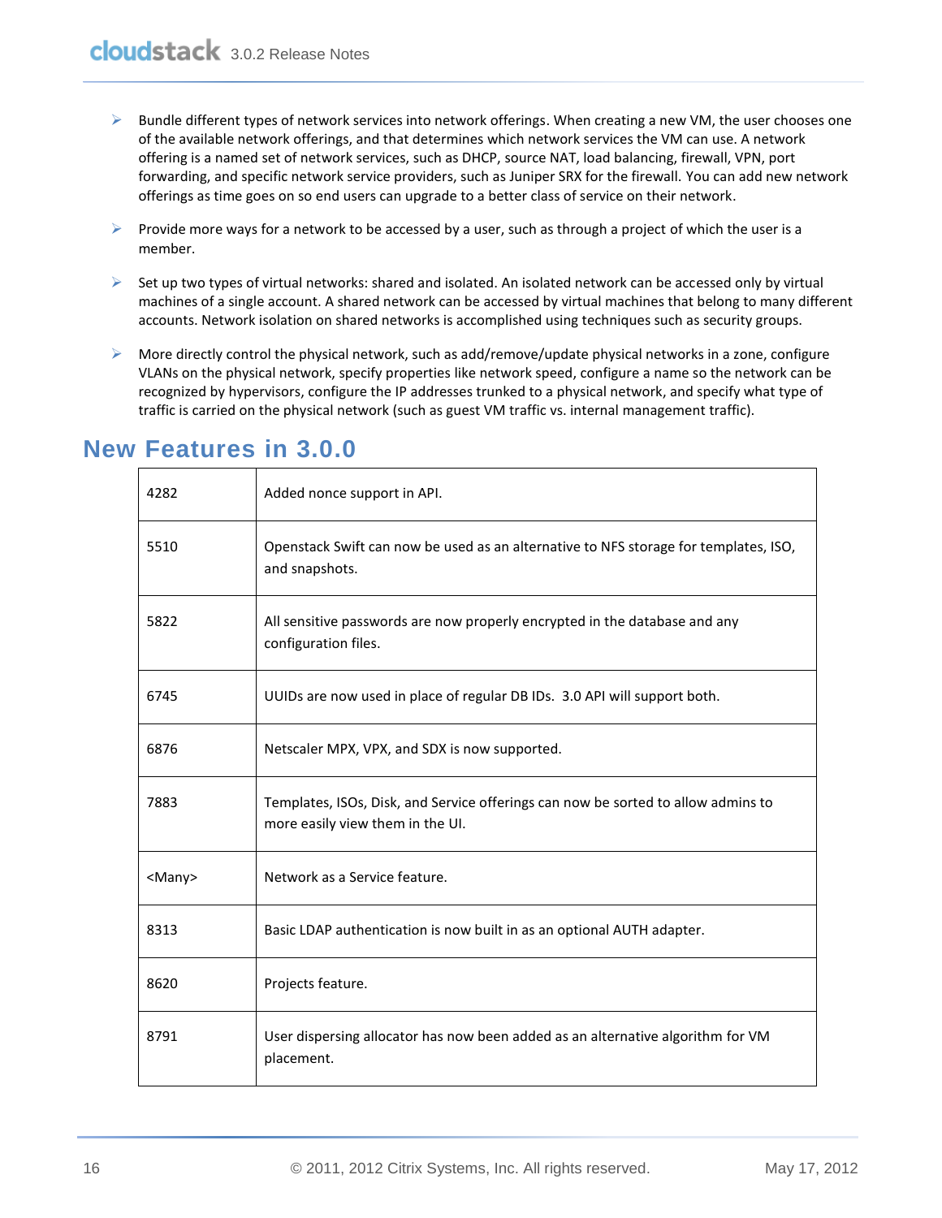- Bundle different types of network services into network offerings. When creating a new VM, the user chooses one of the available network offerings, and that determines which network services the VM can use. A network offering is a named set of network services, such as DHCP, source NAT, load balancing, firewall, VPN, port forwarding, and specific network service providers, such as Juniper SRX for the firewall. You can add new network offerings as time goes on so end users can upgrade to a better class of service on their network.

- Provide more ways for a network to be accessed by a user, such as through a project of which the user is a member.

- Set up two types of virtual networks: shared and isolated. An isolated network can be accessed only by virtual machines of a single account. A shared network can be accessed by virtual machines that belong to many different accounts. Network isolation on shared networks is accomplished using techniques such as security groups.

- More directly control the physical network, such as add/remove/update physical networks in a zone, configure VLANs on the physical network, specify properties like network speed, configure a name so the network can be recognized by hypervisors, configure the IP addresses trunked to a physical network, and specify what type of traffic is carried on the physical network (such as guest VM traffic vs. internal management traffic).

## New Features in 3.0.0

| | |
|---|---|
| 4282 | Added nonce support in API. |
| 5510 | Openstack Swift can now be used as an alternative to NFS storage for templates, ISO, and snapshots. |
| 5822 | All sensitive passwords are now properly encrypted in the database and any configuration files. |
| 6745 | UUIDs are now used in place of regular DB IDs. 3.0 API will support both. |
| 6876 | Netscaler MPX, VPX, and SDX is now supported. |
| 7883 | Templates, ISOs, Disk, and Service offerings can now be sorted to allow admins to more easily view them in the UI. |
| <Many> | Network as a Service feature. |
| 8313 | Basic LDAP authentication is now built in as an optional AUTH adapter. |
| 8620 | Projects feature. |
| 8791 | User dispersing allocator has now been added as an alternative algorithm for VM placement. |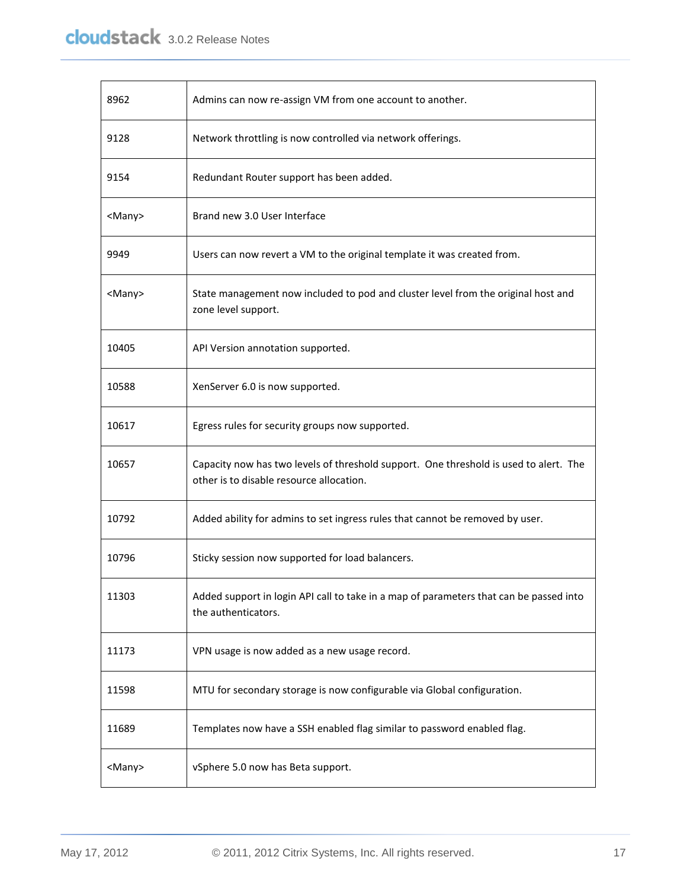| | |
|---|---|
| 8962 | Admins can now re-assign VM from one account to another. |
| 9128 | Network throttling is now controlled via network offerings. |
| 9154 | Redundant Router support has been added. |
| <Many> | Brand new 3.0 User Interface |
| 9949 | Users can now revert a VM to the original template it was created from. |
| <Many> | State management now included to pod and cluster level from the original host and zone level support. |
| 10405 | API Version annotation supported. |
| 10588 | XenServer 6.0 is now supported. |
| 10617 | Egress rules for security groups now supported. |
| 10657 | Capacity now has two levels of threshold support. One threshold is used to alert. The other is to disable resource allocation. |
| 10792 | Added ability for admins to set ingress rules that cannot be removed by user. |
| 10796 | Sticky session now supported for load balancers. |
| 11303 | Added support in login API call to take in a map of parameters that can be passed into the authenticators. |
| 11173 | VPN usage is now added as a new usage record. |
| 11598 | MTU for secondary storage is now configurable via Global configuration. |
| 11689 | Templates now have a SSH enabled flag similar to password enabled flag. |
| <Many> | vSphere 5.0 now has Beta support. |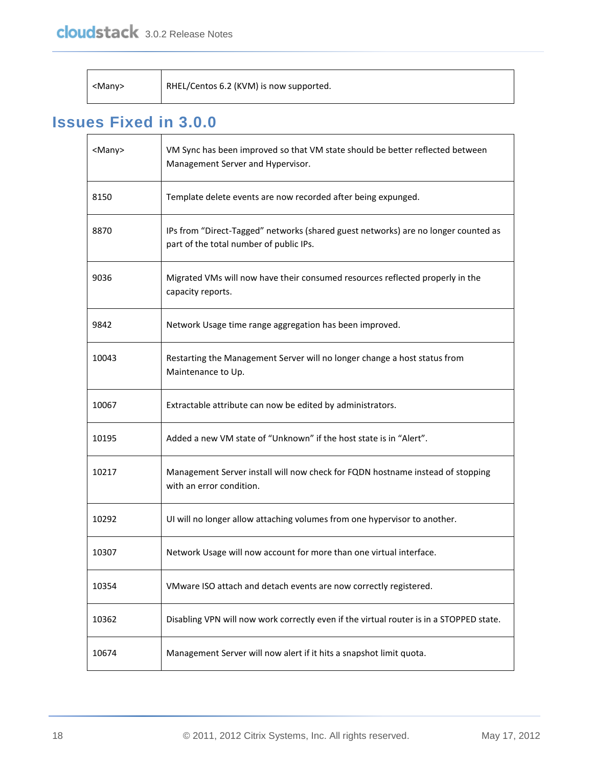| | |
|---|---|
| <Many> | RHEL/Centos 6.2 (KVM) is now supported. |

## Issues Fixed in 3.0.0

| | |
|---|---|
| <Many> | VM Sync has been improved so that VM state should be better reflected between Management Server and Hypervisor. |
| 8150 | Template delete events are now recorded after being expunged. |
| 8870 | IPs from “Direct-Tagged” networks (shared guest networks) are no longer counted as part of the total number of public IPs. |
| 9036 | Migrated VMs will now have their consumed resources reflected properly in the capacity reports. |
| 9842 | Network Usage time range aggregation has been improved. |
| 10043 | Restarting the Management Server will no longer change a host status from Maintenance to Up. |
| 10067 | Extractable attribute can now be edited by administrators. |
| 10195 | Added a new VM state of “Unknown” if the host state is in “Alert”. |
| 10217 | Management Server install will now check for FQDN hostname instead of stopping with an error condition. |
| 10292 | UI will no longer allow attaching volumes from one hypervisor to another. |
| 10307 | Network Usage will now account for more than one virtual interface. |
| 10354 | VMware ISO attach and detach events are now correctly registered. |
| 10362 | Disabling VPN will now work correctly even if the virtual router is in a STOPPED state. |
| 10674 | Management Server will now alert if it hits a snapshot limit quota. |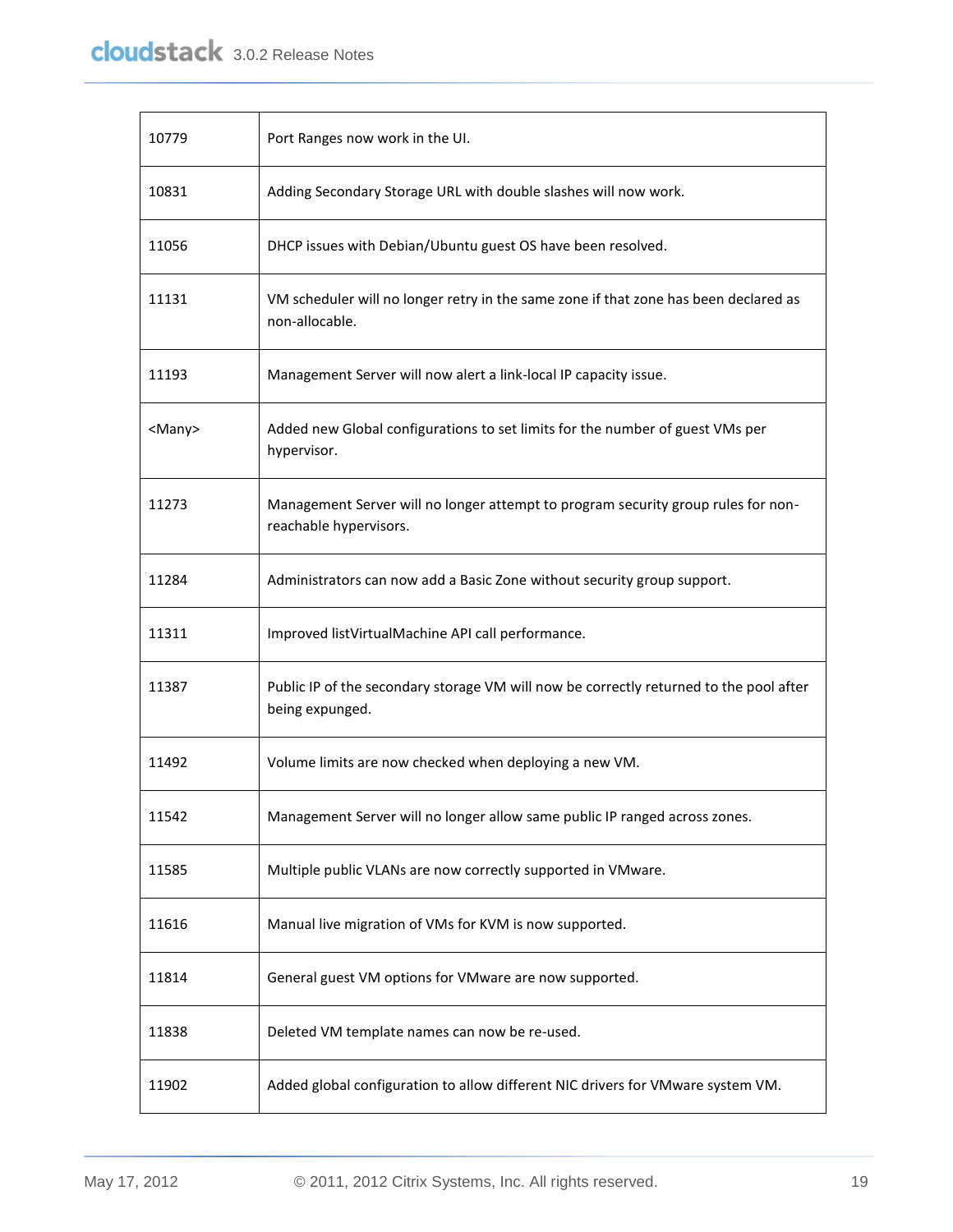| | |
|---|---|
| 10779 | Port Ranges now work in the UI. |
| 10831 | Adding Secondary Storage URL with double slashes will now work. |
| 11056 | DHCP issues with Debian/Ubuntu guest OS have been resolved. |
| 11131 | VM scheduler will no longer retry in the same zone if that zone has been declared as non-allocable. |
| 11193 | Management Server will now alert a link-local IP capacity issue. |
| <Many> | Added new Global configurations to set limits for the number of guest VMs per hypervisor. |
| 11273 | Management Server will no longer attempt to program security group rules for non-reachable hypervisors. |
| 11284 | Administrators can now add a Basic Zone without security group support. |
| 11311 | Improved listVirtualMachine API call performance. |
| 11387 | Public IP of the secondary storage VM will now be correctly returned to the pool after being expunged. |
| 11492 | Volume limits are now checked when deploying a new VM. |
| 11542 | Management Server will no longer allow same public IP ranged across zones. |
| 11585 | Multiple public VLANs are now correctly supported in VMware. |
| 11616 | Manual live migration of VMs for KVM is now supported. |
| 11814 | General guest VM options for VMware are now supported. |
| 11838 | Deleted VM template names can now be re-used. |
| 11902 | Added global configuration to allow different NIC drivers for VMware system VM. |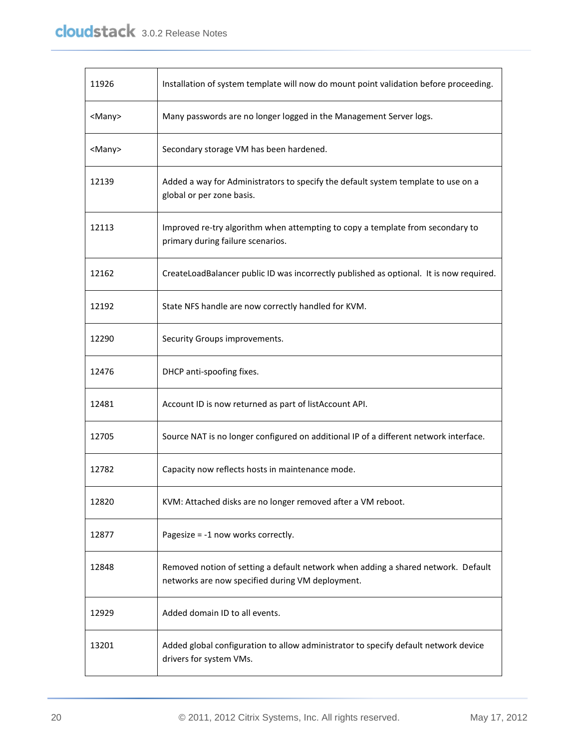| | |
|---|---|
| 11926 | Installation of system template will now do mount point validation before proceeding. |
| <Many> | Many passwords are no longer logged in the Management Server logs. |
| <Many> | Secondary storage VM has been hardened. |
| 12139 | Added a way for Administrators to specify the default system template to use on a global or per zone basis. |
| 12113 | Improved re-try algorithm when attempting to copy a template from secondary to primary during failure scenarios. |
| 12162 | CreateLoadBalancer public ID was incorrectly published as optional.  It is now required. |
| 12192 | State NFS handle are now correctly handled for KVM. |
| 12290 | Security Groups improvements. |
| 12476 | DHCP anti-spoofing fixes. |
| 12481 | Account ID is now returned as part of listAccount API. |
| 12705 | Source NAT is no longer configured on additional IP of a different network interface. |
| 12782 | Capacity now reflects hosts in maintenance mode. |
| 12820 | KVM: Attached disks are no longer removed after a VM reboot. |
| 12877 | Pagesize = -1 now works correctly. |
| 12848 | Removed notion of setting a default network when adding a shared network.  Default networks are now specified during VM deployment. |
| 12929 | Added domain ID to all events. |
| 13201 | Added global configuration to allow administrator to specify default network device drivers for system VMs. |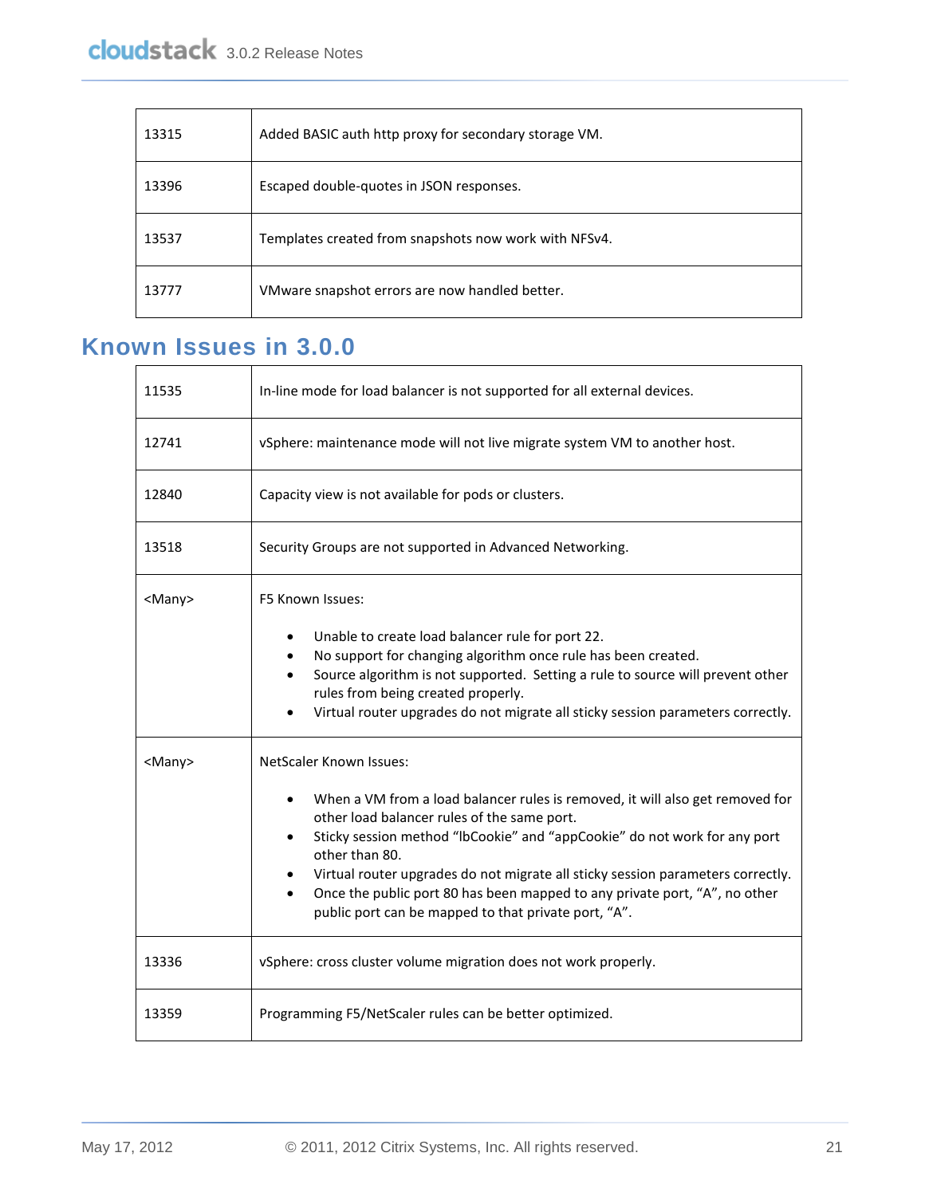| | |
|---|---|
| 13315 | Added BASIC auth http proxy for secondary storage VM. |
| 13396 | Escaped double-quotes in JSON responses. |
| 13537 | Templates created from snapshots now work with NFSv4. |
| 13777 | VMware snapshot errors are now handled better. |

## Known Issues in 3.0.0

| | |
|---|---|
| 11535 | In-line mode for load balancer is not supported for all external devices. |
| 12741 | vSphere: maintenance mode will not live migrate system VM to another host. |
| 12840 | Capacity view is not available for pods or clusters. |
| 13518 | Security Groups are not supported in Advanced Networking. |
| <Many> | F5 Known Issues:<br><br>• Unable to create load balancer rule for port 22.<br>• No support for changing algorithm once rule has been created.<br>• Source algorithm is not supported. Setting a rule to source will prevent other rules from being created properly.<br>• Virtual router upgrades do not migrate all sticky session parameters correctly. |
| <Many> | NetScaler Known Issues:<br><br>• When a VM from a load balancer rules is removed, it will also get removed for other load balancer rules of the same port.<br>• Sticky session method “lbCookie” and “appCookie” do not work for any port other than 80.<br>• Virtual router upgrades do not migrate all sticky session parameters correctly.<br>• Once the public port 80 has been mapped to any private port, “A”, no other public port can be mapped to that private port, “A”. |
| 13336 | vSphere: cross cluster volume migration does not work properly. |
| 13359 | Programming F5/NetScaler rules can be better optimized. |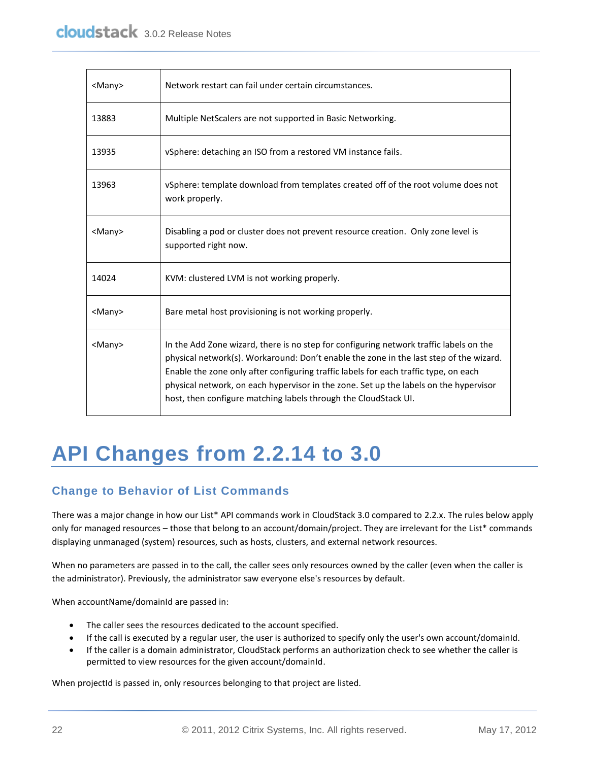| | |
|---|---|
| <Many> | Network restart can fail under certain circumstances. |
| 13883 | Multiple NetScalers are not supported in Basic Networking. |
| 13935 | vSphere: detaching an ISO from a restored VM instance fails. |
| 13963 | vSphere: template download from templates created off of the root volume does not work properly. |
| <Many> | Disabling a pod or cluster does not prevent resource creation.  Only zone level is supported right now. |
| 14024 | KVM: clustered LVM is not working properly. |
| <Many> | Bare metal host provisioning is not working properly. |
| <Many> | In the Add Zone wizard, there is no step for configuring network traffic labels on the physical network(s). Workaround: Don't enable the zone in the last step of the wizard. Enable the zone only after configuring traffic labels for each traffic type, on each physical network, on each hypervisor in the zone. Set up the labels on the hypervisor host, then configure matching labels through the CloudStack UI. |

# API Changes from 2.2.14 to 3.0

## Change to Behavior of List Commands

There was a major change in how our List* API commands work in CloudStack 3.0 compared to 2.2.x. The rules below apply only for managed resources – those that belong to an account/domain/project. They are irrelevant for the List* commands displaying unmanaged (system) resources, such as hosts, clusters, and external network resources.

When no parameters are passed in to the call, the caller sees only resources owned by the caller (even when the caller is the administrator). Previously, the administrator saw everyone else's resources by default.

When accountName/domainId are passed in:

- The caller sees the resources dedicated to the account specified.
- If the call is executed by a regular user, the user is authorized to specify only the user's own account/domainId.
- If the caller is a domain administrator, CloudStack performs an authorization check to see whether the caller is permitted to view resources for the given account/domainId.

When projectId is passed in, only resources belonging to that project are listed.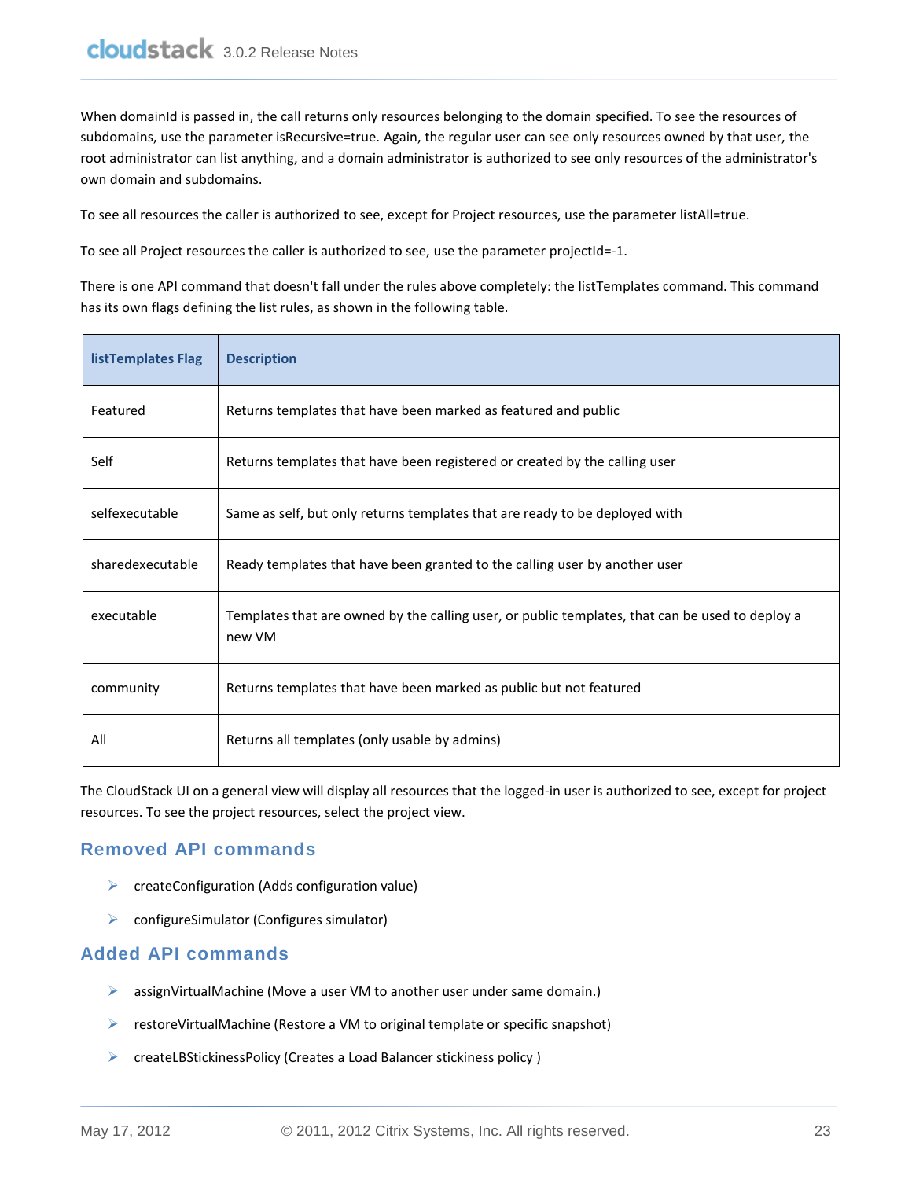When domainId is passed in, the call returns only resources belonging to the domain specified. To see the resources of subdomains, use the parameter isRecursive=true. Again, the regular user can see only resources owned by that user, the root administrator can list anything, and a domain administrator is authorized to see only resources of the administrator's own domain and subdomains.

To see all resources the caller is authorized to see, except for Project resources, use the parameter listAll=true.

To see all Project resources the caller is authorized to see, use the parameter projectId=-1.

There is one API command that doesn't fall under the rules above completely: the listTemplates command. This command has its own flags defining the list rules, as shown in the following table.

| listTemplates Flag | Description |
| --- | --- |
| Featured | Returns templates that have been marked as featured and public |
| Self | Returns templates that have been registered or created by the calling user |
| selfexecutable | Same as self, but only returns templates that are ready to be deployed with |
| sharedexecutable | Ready templates that have been granted to the calling user by another user |
| executable | Templates that are owned by the calling user, or public templates, that can be used to deploy a new VM |
| community | Returns templates that have been marked as public but not featured |
| All | Returns all templates (only usable by admins) |

The CloudStack UI on a general view will display all resources that the logged-in user is authorized to see, except for project resources. To see the project resources, select the project view.

## Removed API commands

- createConfiguration (Adds configuration value)
- configureSimulator (Configures simulator)

## Added API commands

- assignVirtualMachine (Move a user VM to another user under same domain.)
- restoreVirtualMachine (Restore a VM to original template or specific snapshot)
- createLBStickinessPolicy (Creates a Load Balancer stickiness policy )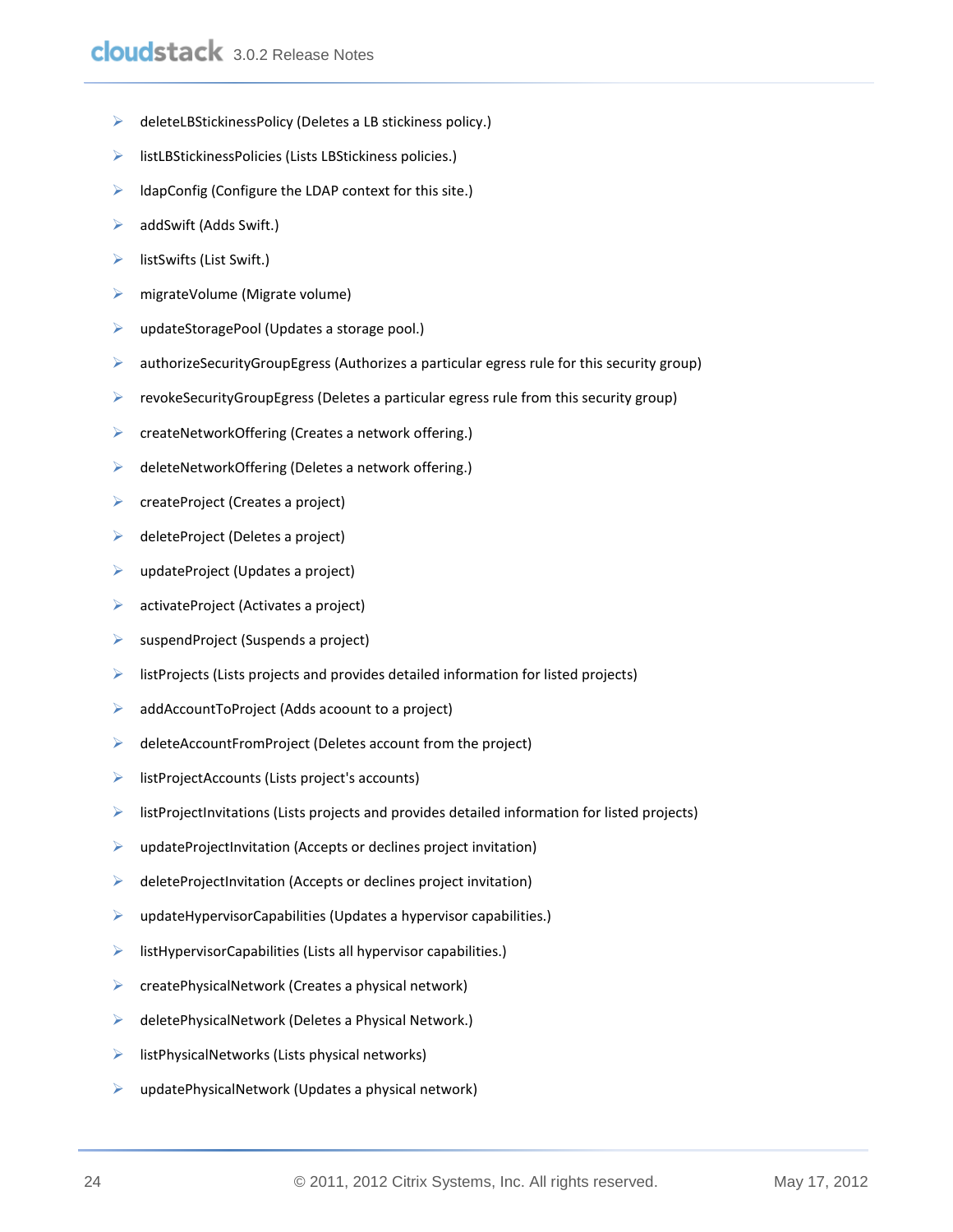- deleteLBStickinessPolicy (Deletes a LB stickiness policy.)
- listLBStickinessPolicies (Lists LBStickiness policies.)
- ldapConfig (Configure the LDAP context for this site.)
- addSwift (Adds Swift.)
- listSwifts (List Swift.)
- migrateVolume (Migrate volume)
- updateStoragePool (Updates a storage pool.)
- authorizeSecurityGroupEgress (Authorizes a particular egress rule for this security group)
- revokeSecurityGroupEgress (Deletes a particular egress rule from this security group)
- createNetworkOffering (Creates a network offering.)
- deleteNetworkOffering (Deletes a network offering.)
- createProject (Creates a project)
- deleteProject (Deletes a project)
- updateProject (Updates a project)
- activateProject (Activates a project)
- suspendProject (Suspends a project)
- listProjects (Lists projects and provides detailed information for listed projects)
- addAccountToProject (Adds acoount to a project)
- deleteAccountFromProject (Deletes account from the project)
- listProjectAccounts (Lists project's accounts)
- listProjectInvitations (Lists projects and provides detailed information for listed projects)
- updateProjectInvitation (Accepts or declines project invitation)
- deleteProjectInvitation (Accepts or declines project invitation)
- updateHypervisorCapabilities (Updates a hypervisor capabilities.)
- listHypervisorCapabilities (Lists all hypervisor capabilities.)
- createPhysicalNetwork (Creates a physical network)
- deletePhysicalNetwork (Deletes a Physical Network.)
- listPhysicalNetworks (Lists physical networks)
- updatePhysicalNetwork (Updates a physical network)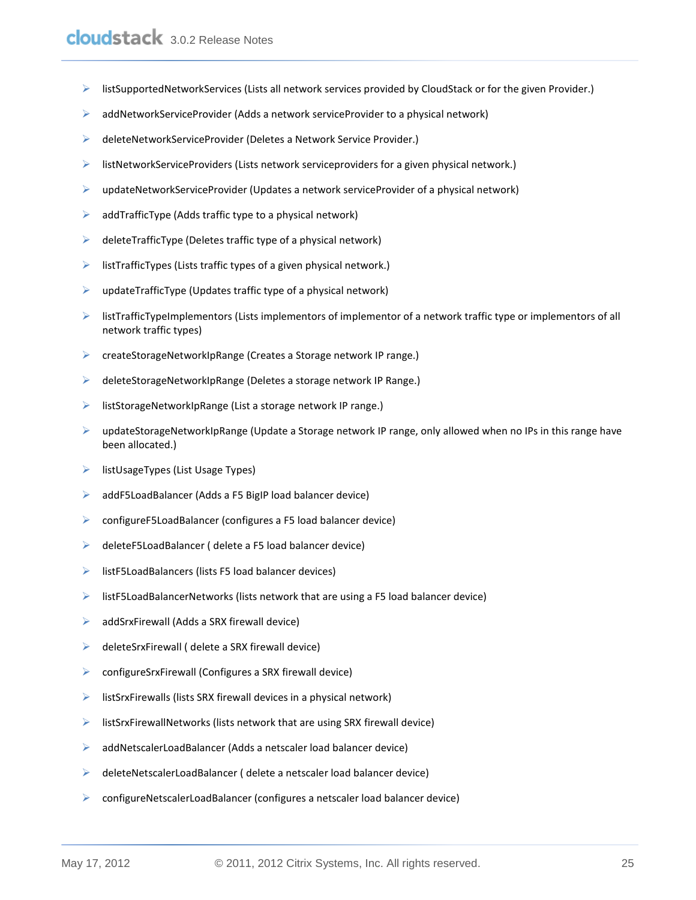- listSupportedNetworkServices (Lists all network services provided by CloudStack or for the given Provider.)
- addNetworkServiceProvider (Adds a network serviceProvider to a physical network)
- deleteNetworkServiceProvider (Deletes a Network Service Provider.)
- listNetworkServiceProviders (Lists network serviceproviders for a given physical network.)
- updateNetworkServiceProvider (Updates a network serviceProvider of a physical network)
- addTrafficType (Adds traffic type to a physical network)
- deleteTrafficType (Deletes traffic type of a physical network)
- listTrafficTypes (Lists traffic types of a given physical network.)
- updateTrafficType (Updates traffic type of a physical network)
- listTrafficTypeImplementors (Lists implementors of implementor of a network traffic type or implementors of all network traffic types)
- createStorageNetworkIpRange (Creates a Storage network IP range.)
- deleteStorageNetworkIpRange (Deletes a storage network IP Range.)
- listStorageNetworkIpRange (List a storage network IP range.)
- updateStorageNetworkIpRange (Update a Storage network IP range, only allowed when no IPs in this range have been allocated.)
- listUsageTypes (List Usage Types)
- addF5LoadBalancer (Adds a F5 BigIP load balancer device)
- configureF5LoadBalancer (configures a F5 load balancer device)
- deleteF5LoadBalancer ( delete a F5 load balancer device)
- listF5LoadBalancers (lists F5 load balancer devices)
- listF5LoadBalancerNetworks (lists network that are using a F5 load balancer device)
- addSrxFirewall (Adds a SRX firewall device)
- deleteSrxFirewall ( delete a SRX firewall device)
- configureSrxFirewall (Configures a SRX firewall device)
- listSrxFirewalls (lists SRX firewall devices in a physical network)
- listSrxFirewallNetworks (lists network that are using SRX firewall device)
- addNetscalerLoadBalancer (Adds a netscaler load balancer device)
- deleteNetscalerLoadBalancer ( delete a netscaler load balancer device)
- configureNetscalerLoadBalancer (configures a netscaler load balancer device)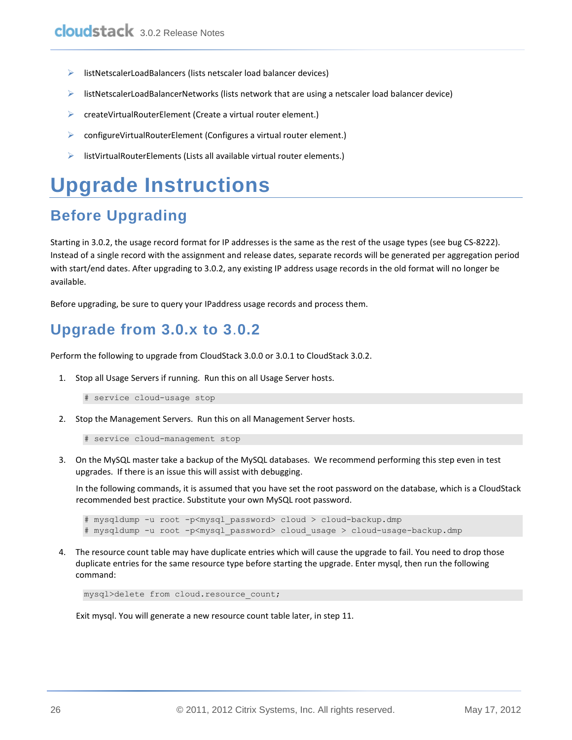- listNetscalerLoadBalancers (lists netscaler load balancer devices)
- listNetscalerLoadBalancerNetworks (lists network that are using a netscaler load balancer device)
- createVirtualRouterElement (Create a virtual router element.)
- configureVirtualRouterElement (Configures a virtual router element.)
- listVirtualRouterElements (Lists all available virtual router elements.)

# Upgrade Instructions

## Before Upgrading

Starting in 3.0.2, the usage record format for IP addresses is the same as the rest of the usage types (see bug CS-8222). Instead of a single record with the assignment and release dates, separate records will be generated per aggregation period with start/end dates. After upgrading to 3.0.2, any existing IP address usage records in the old format will no longer be available.

Before upgrading, be sure to query your IPaddress usage records and process them.

## Upgrade from 3.0.x to 3.0.2

Perform the following to upgrade from CloudStack 3.0.0 or 3.0.1 to CloudStack 3.0.2.

1. Stop all Usage Servers if running. Run this on all Usage Server hosts.

   ```
   # service cloud-usage stop
   ```

2. Stop the Management Servers. Run this on all Management Server hosts.

   ```
   # service cloud-management stop
   ```

3. On the MySQL master take a backup of the MySQL databases. We recommend performing this step even in test upgrades. If there is an issue this will assist with debugging.

   In the following commands, it is assumed that you have set the root password on the database, which is a CloudStack recommended best practice. Substitute your own MySQL root password.

   ```
   # mysqldump -u root -p<mysql_password> cloud > cloud-backup.dmp
   # mysqldump -u root -p<mysql_password> cloud_usage > cloud-usage-backup.dmp
   ```

4. The resource count table may have duplicate entries which will cause the upgrade to fail. You need to drop those duplicate entries for the same resource type before starting the upgrade. Enter mysql, then run the following command:

   ```
   mysql>delete from cloud.resource_count;
   ```

   Exit mysql. You will generate a new resource count table later, in step 11.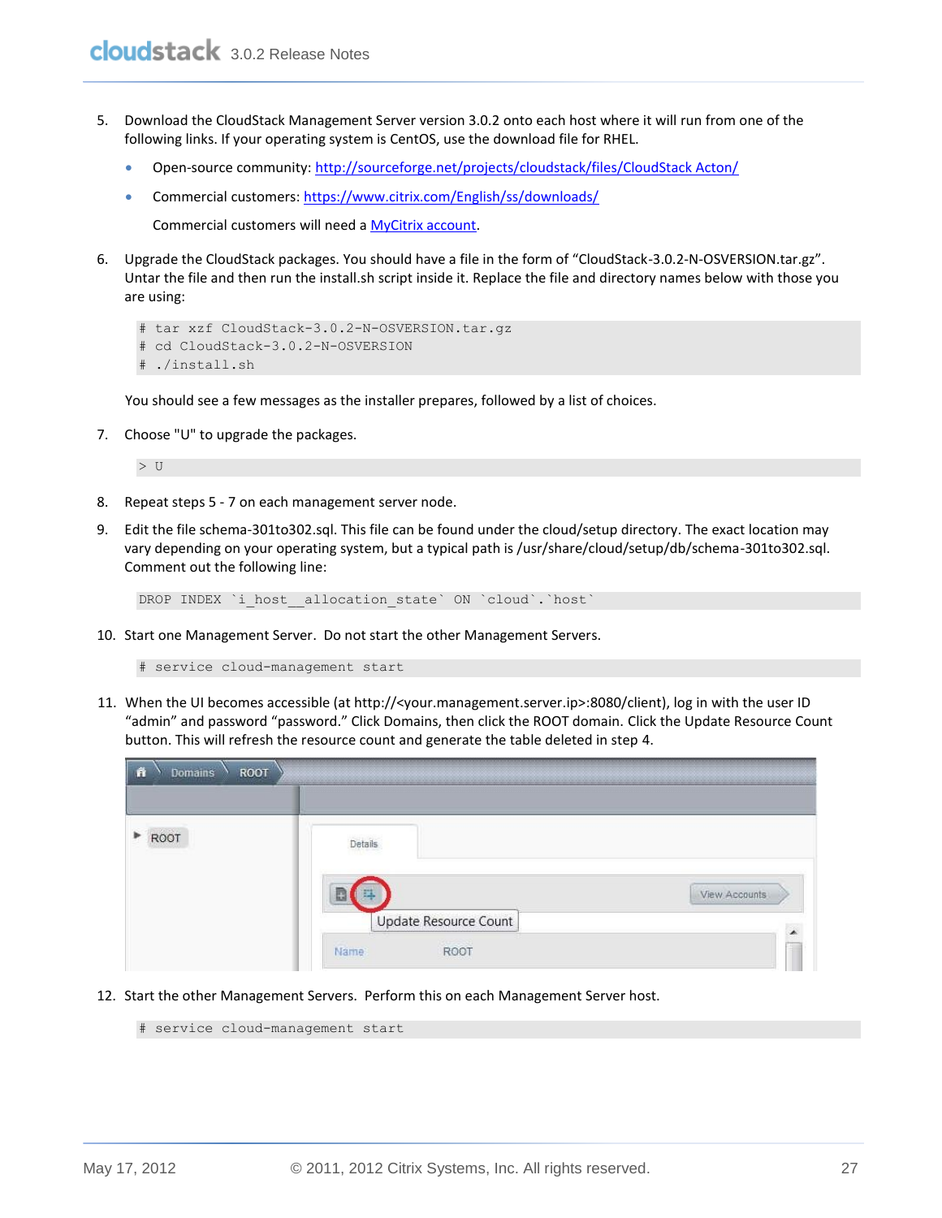5. Download the CloudStack Management Server version 3.0.2 onto each host where it will run from one of the following links. If your operating system is CentOS, use the download file for RHEL.
   - Open-source community: http://sourceforge.net/projects/cloudstack/files/CloudStack Acton/
   - Commercial customers: https://www.citrix.com/English/ss/downloads/

     Commercial customers will need a MyCitrix account.

6. Upgrade the CloudStack packages. You should have a file in the form of "CloudStack-3.0.2-N-OSVERSION.tar.gz". Untar the file and then run the install.sh script inside it. Replace the file and directory names below with those you are using:

   ```
   # tar xzf CloudStack-3.0.2-N-OSVERSION.tar.gz
   # cd CloudStack-3.0.2-N-OSVERSION
   # ./install.sh
   ```

   You should see a few messages as the installer prepares, followed by a list of choices.

7. Choose "U" to upgrade the packages.

   ```
   > U
   ```

8. Repeat steps 5 - 7 on each management server node.

9. Edit the file schema-301to302.sql. This file can be found under the cloud/setup directory. The exact location may vary depending on your operating system, but a typical path is /usr/share/cloud/setup/db/schema-301to302.sql. Comment out the following line:

   ```
   DROP INDEX `i_host__allocation_state` ON `cloud`.`host`
   ```

10. Start one Management Server. Do not start the other Management Servers.

    ```
    # service cloud-management start
    ```

11. When the UI becomes accessible (at http://<your.management.server.ip>:8080/client), log in with the user ID "admin" and password "password." Click Domains, then click the ROOT domain. Click the Update Resource Count button. This will refresh the resource count and generate the table deleted in step 4.

    Domains
    ROOT
    ROOT
    Details
    View Accounts
    Update Resource Count
    Name ROOT

12. Start the other Management Servers. Perform this on each Management Server host.

    ```
    # service cloud-management start
    ```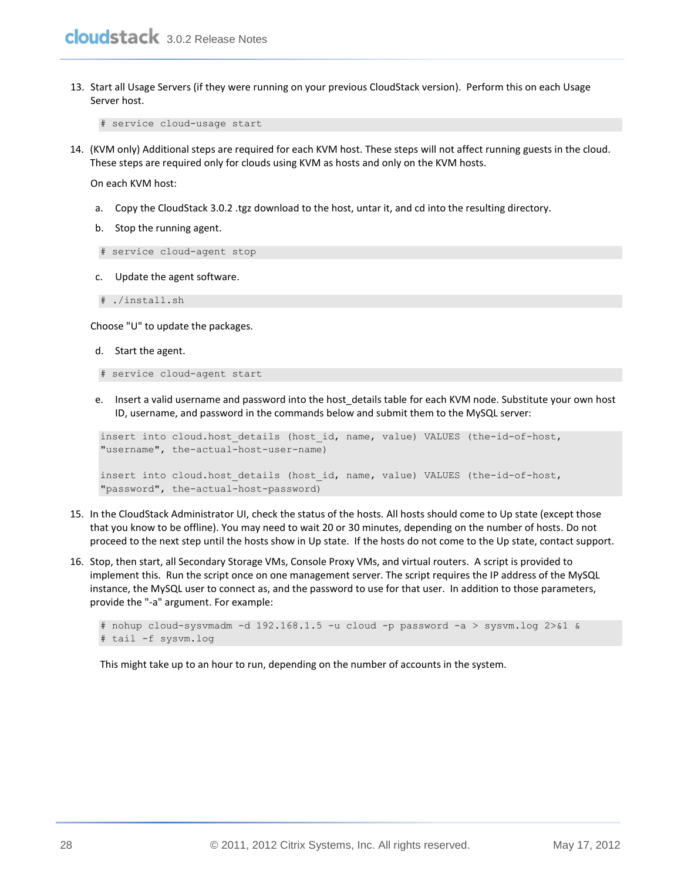13. Start all Usage Servers (if they were running on your previous CloudStack version). Perform this on each Usage Server host.

```
# service cloud-usage start
```

14. (KVM only) Additional steps are required for each KVM host. These steps will not affect running guests in the cloud. These steps are required only for clouds using KVM as hosts and only on the KVM hosts.

    On each KVM host:

    a. Copy the CloudStack 3.0.2 .tgz download to the host, untar it, and cd into the resulting directory.

    b. Stop the running agent.

    ```
    # service cloud-agent stop
    ```

    c. Update the agent software.

    ```
    # ./install.sh
    ```

    Choose "U" to update the packages.

    d. Start the agent.

    ```
    # service cloud-agent start
    ```

    e. Insert a valid username and password into the host_details table for each KVM node. Substitute your own host ID, username, and password in the commands below and submit them to the MySQL server:

    ```
    insert into cloud.host_details (host_id, name, value) VALUES (the-id-of-host,
    "username", the-actual-host-user-name)

    insert into cloud.host_details (host_id, name, value) VALUES (the-id-of-host,
    "password", the-actual-host-password)
    ```

15. In the CloudStack Administrator UI, check the status of the hosts. All hosts should come to Up state (except those that you know to be offline). You may need to wait 20 or 30 minutes, depending on the number of hosts. Do not proceed to the next step until the hosts show in Up state. If the hosts do not come to the Up state, contact support.

16. Stop, then start, all Secondary Storage VMs, Console Proxy VMs, and virtual routers. A script is provided to implement this. Run the script once on one management server. The script requires the IP address of the MySQL instance, the MySQL user to connect as, and the password to use for that user. In addition to those parameters, provide the "-a" argument. For example:

    ```
    # nohup cloud-sysvmadm -d 192.168.1.5 -u cloud -p password -a > sysvm.log 2>&1 &
    # tail -f sysvm.log
    ```

    This might take up to an hour to run, depending on the number of accounts in the system.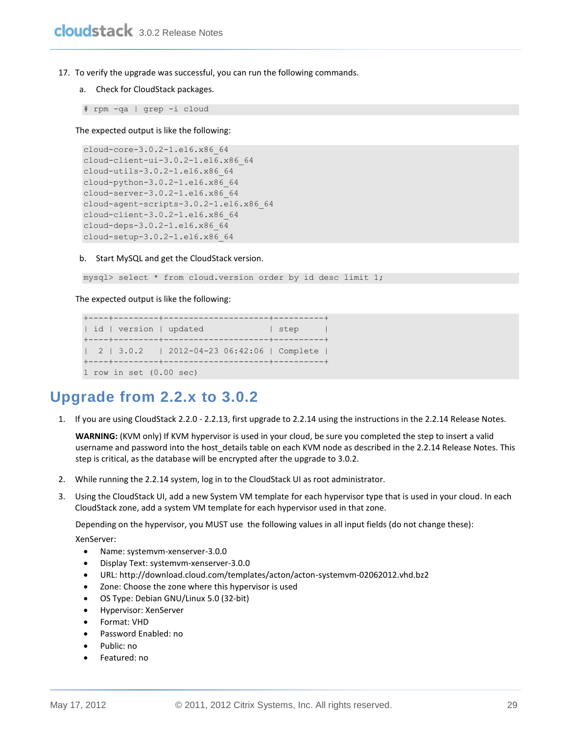17. To verify the upgrade was successful, you can run the following commands.

    a. Check for CloudStack packages.

```
# rpm -qa | grep -i cloud
```

The expected output is like the following:

```
cloud-core-3.0.2-1.el6.x86_64
cloud-client-ui-3.0.2-1.el6.x86_64
cloud-utils-3.0.2-1.el6.x86_64
cloud-python-3.0.2-1.el6.x86_64
cloud-server-3.0.2-1.el6.x86_64
cloud-agent-scripts-3.0.2-1.el6.x86_64
cloud-client-3.0.2-1.el6.x86_64
cloud-deps-3.0.2-1.el6.x86_64
cloud-setup-3.0.2-1.el6.x86_64
```

    b. Start MySQL and get the CloudStack version.

```
mysql> select * from cloud.version order by id desc limit 1;
```

The expected output is like the following:

```
+----+---------+---------------------+----------+
| id | version | updated             | step     |
+----+---------+---------------------+----------+
|  2 | 3.0.2   | 2012-04-23 06:42:06 | Complete |
+----+---------+---------------------+----------+
1 row in set (0.00 sec)
```

## Upgrade from 2.2.x to 3.0.2

1. If you are using CloudStack 2.2.0 - 2.2.13, first upgrade to 2.2.14 using the instructions in the 2.2.14 Release Notes.

   **WARNING:** (KVM only) If KVM hypervisor is used in your cloud, be sure you completed the step to insert a valid username and password into the host_details table on each KVM node as described in the 2.2.14 Release Notes. This step is critical, as the database will be encrypted after the upgrade to 3.0.2.

2. While running the 2.2.14 system, log in to the CloudStack UI as root administrator.

3. Using the CloudStack UI, add a new System VM template for each hypervisor type that is used in your cloud. In each CloudStack zone, add a system VM template for each hypervisor used in that zone.

   Depending on the hypervisor, you MUST use the following values in all input fields (do not change these):

   XenServer:

   - Name: systemvm-xenserver-3.0.0
   - Display Text: systemvm-xenserver-3.0.0
   - URL: http://download.cloud.com/templates/acton/acton-systemvm-02062012.vhd.bz2
   - Zone: Choose the zone where this hypervisor is used
   - OS Type: Debian GNU/Linux 5.0 (32-bit)
   - Hypervisor: XenServer
   - Format: VHD
   - Password Enabled: no
   - Public: no
   - Featured: no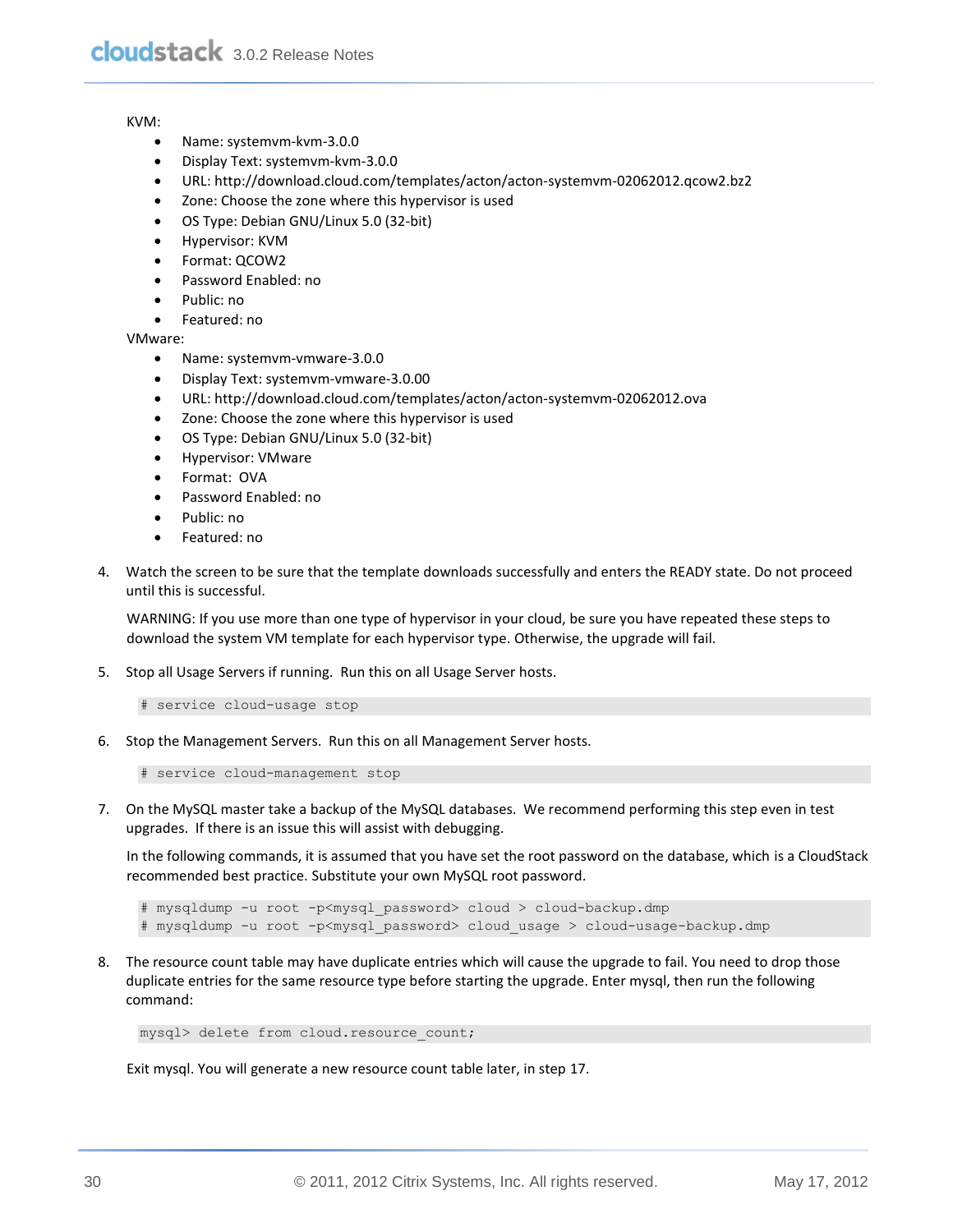KVM:

- Name: systemvm-kvm-3.0.0
- Display Text: systemvm-kvm-3.0.0
- URL: http://download.cloud.com/templates/acton/acton-systemvm-02062012.qcow2.bz2
- Zone: Choose the zone where this hypervisor is used
- OS Type: Debian GNU/Linux 5.0 (32-bit)
- Hypervisor: KVM
- Format: QCOW2
- Password Enabled: no
- Public: no
- Featured: no

VMware:

- Name: systemvm-vmware-3.0.0
- Display Text: systemvm-vmware-3.0.00
- URL: http://download.cloud.com/templates/acton/acton-systemvm-02062012.ova
- Zone: Choose the zone where this hypervisor is used
- OS Type: Debian GNU/Linux 5.0 (32-bit)
- Hypervisor: VMware
- Format: OVA
- Password Enabled: no
- Public: no
- Featured: no

4. Watch the screen to be sure that the template downloads successfully and enters the READY state. Do not proceed until this is successful.

   WARNING: If you use more than one type of hypervisor in your cloud, be sure you have repeated these steps to download the system VM template for each hypervisor type. Otherwise, the upgrade will fail.

5. Stop all Usage Servers if running. Run this on all Usage Server hosts.

   ```
   # service cloud-usage stop
   ```

6. Stop the Management Servers. Run this on all Management Server hosts.

   ```
   # service cloud-management stop
   ```

7. On the MySQL master take a backup of the MySQL databases. We recommend performing this step even in test upgrades. If there is an issue this will assist with debugging.

   In the following commands, it is assumed that you have set the root password on the database, which is a CloudStack recommended best practice. Substitute your own MySQL root password.

   ```
   # mysqldump -u root -p<mysql_password> cloud > cloud-backup.dmp
   # mysqldump -u root -p<mysql_password> cloud_usage > cloud-usage-backup.dmp
   ```

8. The resource count table may have duplicate entries which will cause the upgrade to fail. You need to drop those duplicate entries for the same resource type before starting the upgrade. Enter mysql, then run the following command:

   ```
   mysql> delete from cloud.resource_count;
   ```

   Exit mysql. You will generate a new resource count table later, in step 17.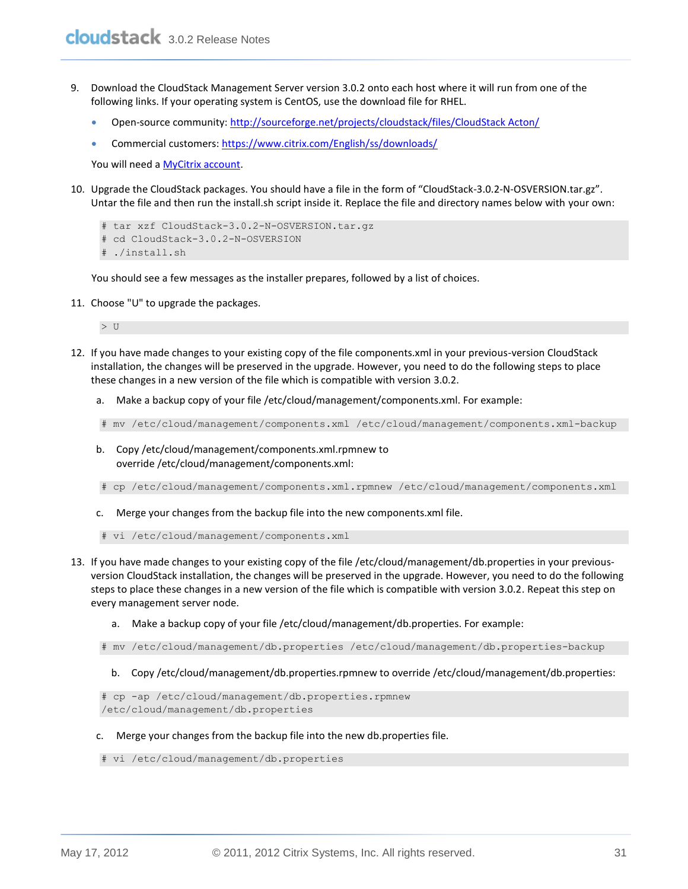9. Download the CloudStack Management Server version 3.0.2 onto each host where it will run from one of the following links. If your operating system is CentOS, use the download file for RHEL.

   - Open-source community: http://sourceforge.net/projects/cloudstack/files/CloudStack Acton/
   - Commercial customers: https://www.citrix.com/English/ss/downloads/

   You will need a MyCitrix account.

10. Upgrade the CloudStack packages. You should have a file in the form of “CloudStack-3.0.2-N-OSVERSION.tar.gz”. Untar the file and then run the install.sh script inside it. Replace the file and directory names below with your own:

    ```
    # tar xzf CloudStack-3.0.2-N-OSVERSION.tar.gz
    # cd CloudStack-3.0.2-N-OSVERSION
    # ./install.sh
    ```

    You should see a few messages as the installer prepares, followed by a list of choices.

11. Choose "U" to upgrade the packages.

    ```
    > U
    ```

12. If you have made changes to your existing copy of the file components.xml in your previous-version CloudStack installation, the changes will be preserved in the upgrade. However, you need to do the following steps to place these changes in a new version of the file which is compatible with version 3.0.2.

    a. Make a backup copy of your file /etc/cloud/management/components.xml. For example:

    ```
    # mv /etc/cloud/management/components.xml /etc/cloud/management/components.xml-backup
    ```

    b. Copy /etc/cloud/management/components.xml.rpmnew to override /etc/cloud/management/components.xml:

    ```
    # cp /etc/cloud/management/components.xml.rpmnew /etc/cloud/management/components.xml
    ```

    c. Merge your changes from the backup file into the new components.xml file.

    ```
    # vi /etc/cloud/management/components.xml
    ```

13. If you have made changes to your existing copy of the file /etc/cloud/management/db.properties in your previous-version CloudStack installation, the changes will be preserved in the upgrade. However, you need to do the following steps to place these changes in a new version of the file which is compatible with version 3.0.2. Repeat this step on every management server node.

    a. Make a backup copy of your file /etc/cloud/management/db.properties. For example:

    ```
    # mv /etc/cloud/management/db.properties /etc/cloud/management/db.properties-backup
    ```

    b. Copy /etc/cloud/management/db.properties.rpmnew to override /etc/cloud/management/db.properties:

    ```
    # cp -ap /etc/cloud/management/db.properties.rpmnew
    /etc/cloud/management/db.properties
    ```

    c. Merge your changes from the backup file into the new db.properties file.

    ```
    # vi /etc/cloud/management/db.properties
    ```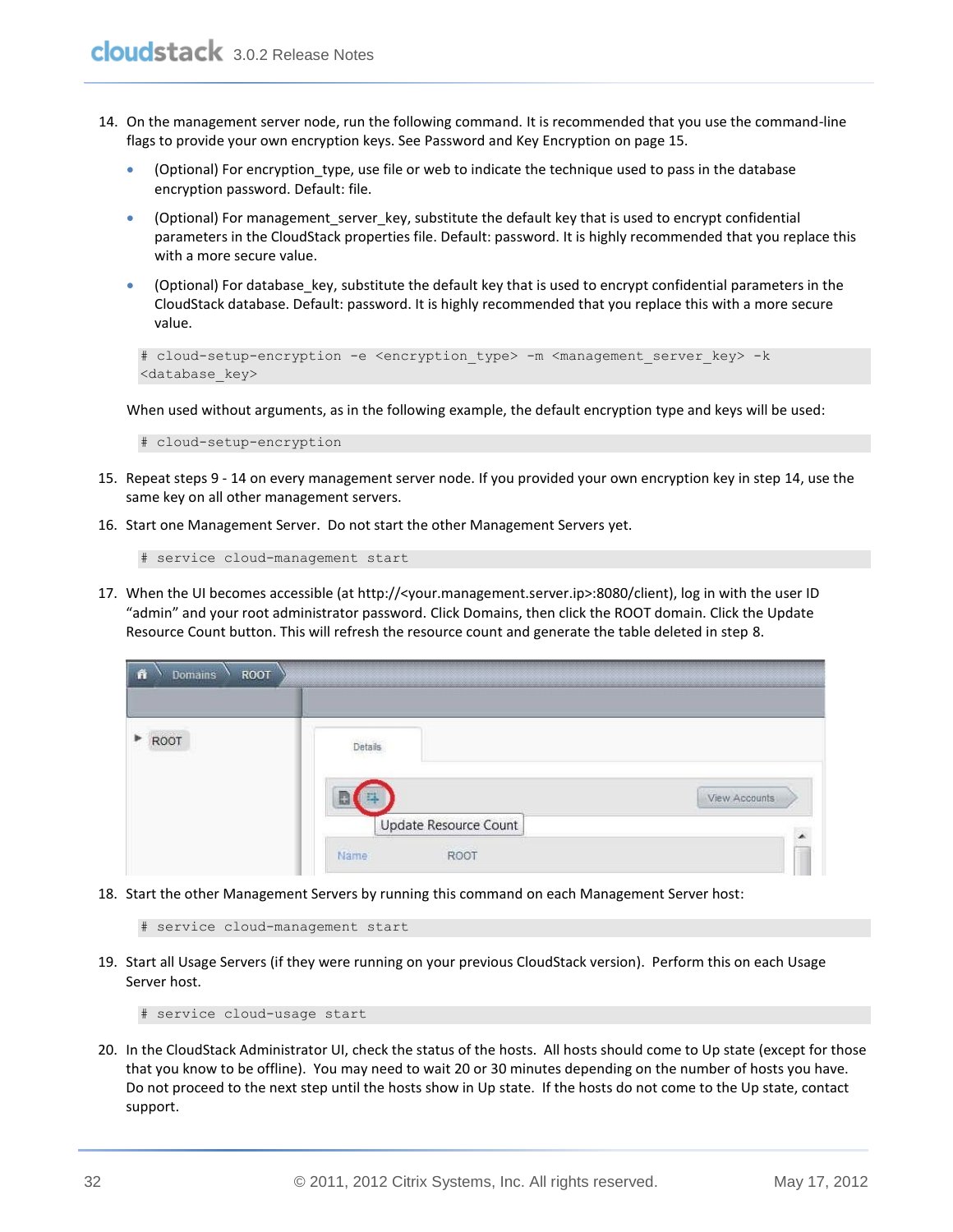14. On the management server node, run the following command. It is recommended that you use the command-line flags to provide your own encryption keys. See Password and Key Encryption on page 15.

    - (Optional) For encryption_type, use file or web to indicate the technique used to pass in the database encryption password. Default: file.
    - (Optional) For management_server_key, substitute the default key that is used to encrypt confidential parameters in the CloudStack properties file. Default: password. It is highly recommended that you replace this with a more secure value.
    - (Optional) For database_key, substitute the default key that is used to encrypt confidential parameters in the CloudStack database. Default: password. It is highly recommended that you replace this with a more secure value.

    ```
    # cloud-setup-encryption -e <encryption_type> -m <management_server_key> -k <database_key>
    ```

    When used without arguments, as in the following example, the default encryption type and keys will be used:

    ```
    # cloud-setup-encryption
    ```

15. Repeat steps 9 - 14 on every management server node. If you provided your own encryption key in step 14, use the same key on all other management servers.

16. Start one Management Server. Do not start the other Management Servers yet.

    ```
    # service cloud-management start
    ```

17. When the UI becomes accessible (at http://<your.management.server.ip>:8080/client), log in with the user ID "admin" and your root administrator password. Click Domains, then click the ROOT domain. Click the Update Resource Count button. This will refresh the resource count and generate the table deleted in step 8.

18. Start the other Management Servers by running this command on each Management Server host:

    ```
    # service cloud-management start
    ```

19. Start all Usage Servers (if they were running on your previous CloudStack version). Perform this on each Usage Server host.

    ```
    # service cloud-usage start
    ```

20. In the CloudStack Administrator UI, check the status of the hosts. All hosts should come to Up state (except for those that you know to be offline). You may need to wait 20 or 30 minutes depending on the number of hosts you have. Do not proceed to the next step until the hosts show in Up state. If the hosts do not come to the Up state, contact support.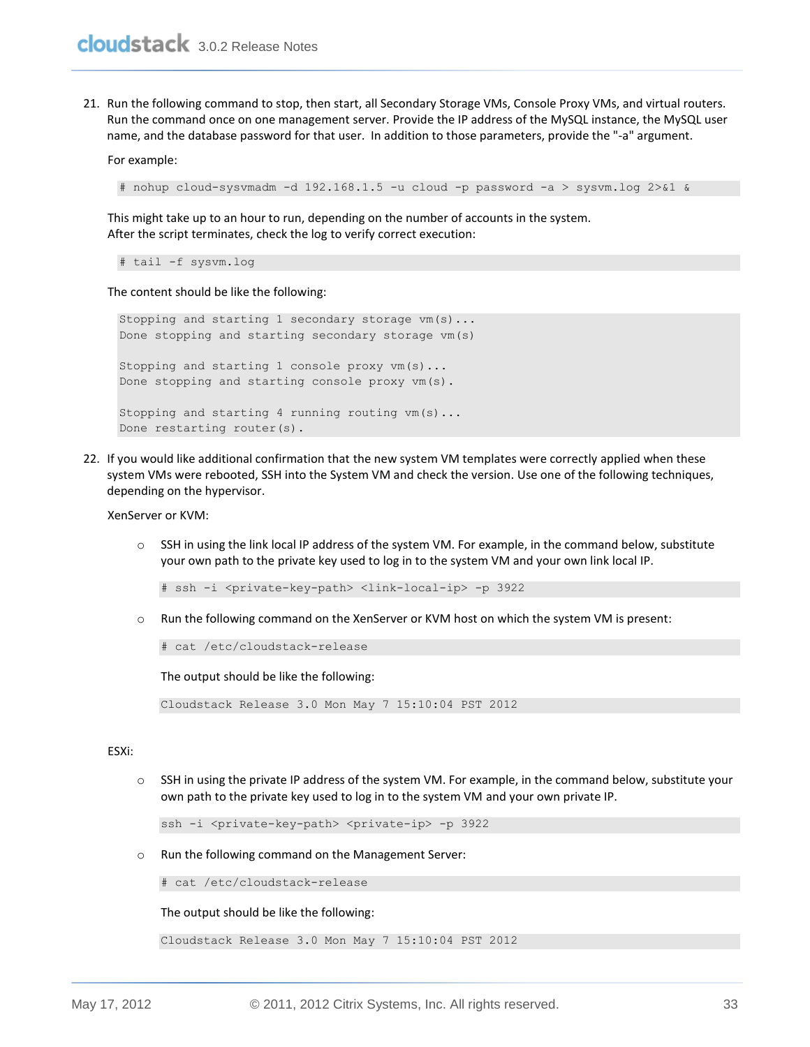21. Run the following command to stop, then start, all Secondary Storage VMs, Console Proxy VMs, and virtual routers. Run the command once on one management server. Provide the IP address of the MySQL instance, the MySQL user name, and the database password for that user. In addition to those parameters, provide the "-a" argument.

    For example:

    ```
    # nohup cloud-sysvmadm -d 192.168.1.5 -u cloud -p password -a > sysvm.log 2>&1 &
    ```

    This might take up to an hour to run, depending on the number of accounts in the system.
    After the script terminates, check the log to verify correct execution:

    ```
    # tail -f sysvm.log
    ```

    The content should be like the following:

    ```
    Stopping and starting 1 secondary storage vm(s)...
    Done stopping and starting secondary storage vm(s)

    Stopping and starting 1 console proxy vm(s)...
    Done stopping and starting console proxy vm(s).

    Stopping and starting 4 running routing vm(s)...
    Done restarting router(s).
    ```

22. If you would like additional confirmation that the new system VM templates were correctly applied when these system VMs were rebooted, SSH into the System VM and check the version. Use one of the following techniques, depending on the hypervisor.

    XenServer or KVM:

    - SSH in using the link local IP address of the system VM. For example, in the command below, substitute your own path to the private key used to log in to the system VM and your own link local IP.

      ```
      # ssh -i <private-key-path> <link-local-ip> -p 3922
      ```

    - Run the following command on the XenServer or KVM host on which the system VM is present:

      ```
      # cat /etc/cloudstack-release
      ```

      The output should be like the following:

      ```
      Cloudstack Release 3.0 Mon May 7 15:10:04 PST 2012
      ```

    ESXi:

    - SSH in using the private IP address of the system VM. For example, in the command below, substitute your own path to the private key used to log in to the system VM and your own private IP.

      ```
      ssh -i <private-key-path> <private-ip> -p 3922
      ```

    - Run the following command on the Management Server:

      ```
      # cat /etc/cloudstack-release
      ```

      The output should be like the following:

      ```
      Cloudstack Release 3.0 Mon May 7 15:10:04 PST 2012
      ```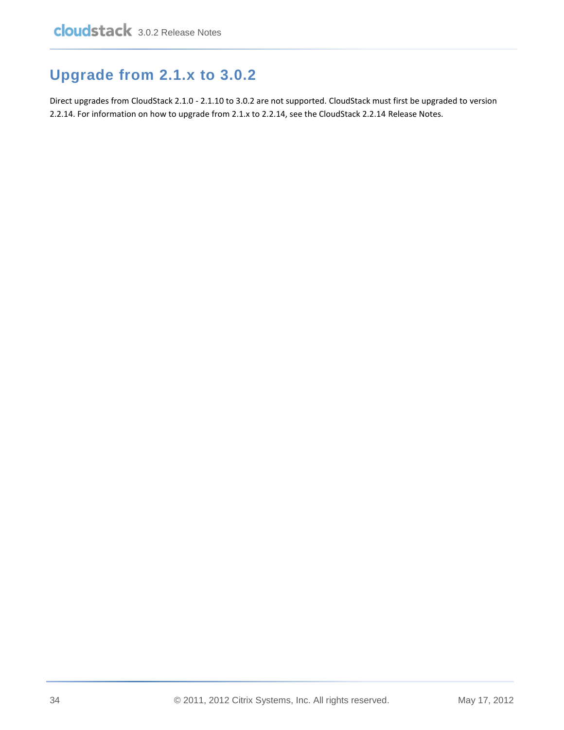# Upgrade from 2.1.x to 3.0.2

Direct upgrades from CloudStack 2.1.0 - 2.1.10 to 3.0.2 are not supported. CloudStack must first be upgraded to version 2.2.14. For information on how to upgrade from 2.1.x to 2.2.14, see the CloudStack 2.2.14 Release Notes.